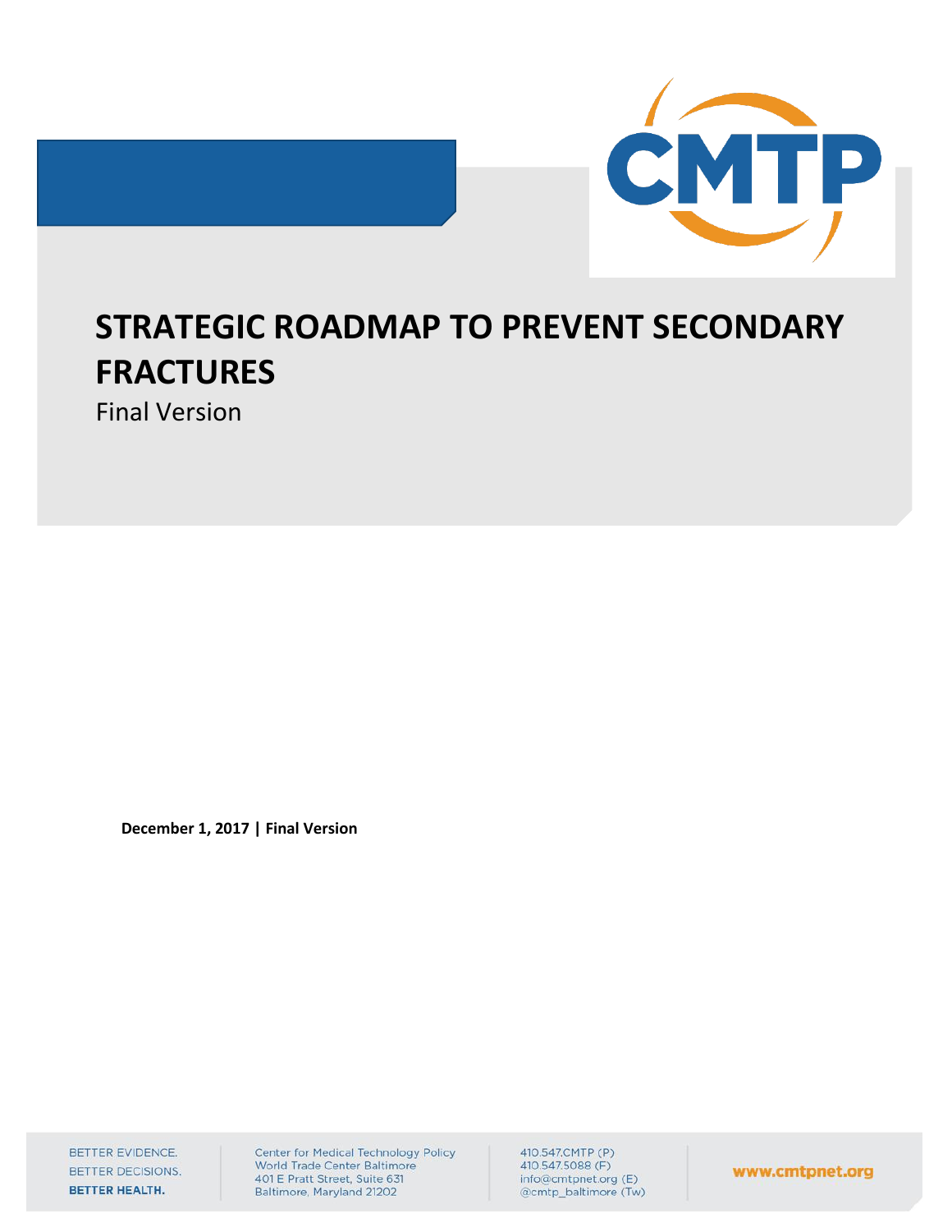# STRATEGIC ROADMAP TO PREVENT SECONDARY FRACTURES

Final Version

**December 1, 2017 | Final Version**

BETTER EVIDENCE.
BETTER DECISIONS.
**BETTER HEALTH.**

Center for Medical Technology Policy
World Trade Center Baltimore
401 E Pratt Street, Suite 631
Baltimore, Maryland 21202

410.547.CMTP (P)
410.547.5088 (F)
info@cmtpnet.org (E)
@cmtp_baltimore (Tw)

www.cmtpnet.org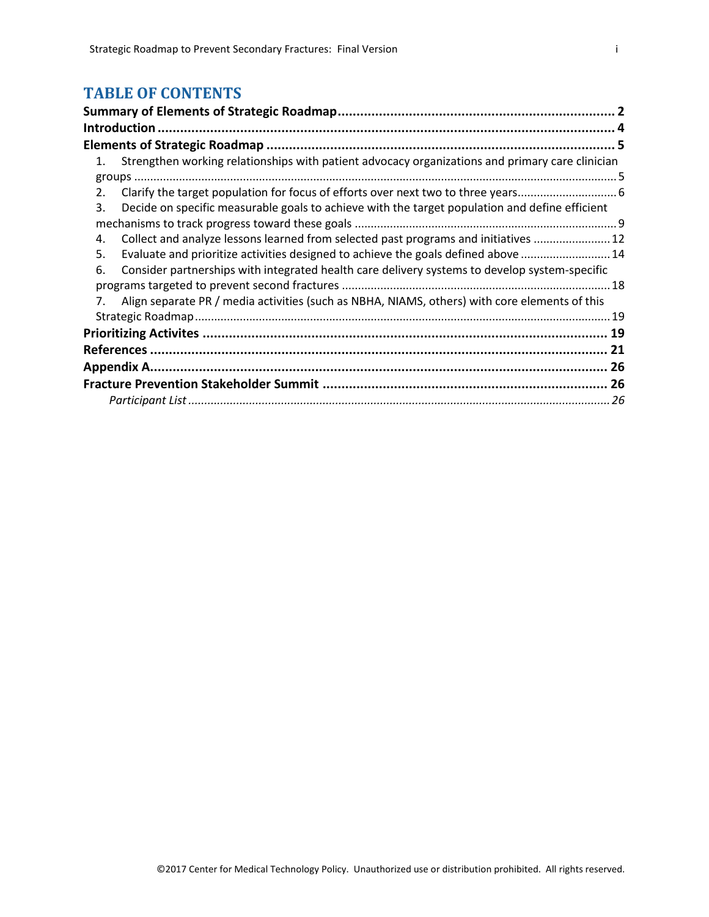# TABLE OF CONTENTS

**Summary of Elements of Strategic Roadmap** .......... **2**

**Introduction** .......... **4**

**Elements of Strategic Roadmap** .......... **5**

1. Strengthen working relationships with patient advocacy organizations and primary care clinician groups .......... 5
2. Clarify the target population for focus of efforts over next two to three years .......... 6
3. Decide on specific measurable goals to achieve with the target population and define efficient mechanisms to track progress toward these goals .......... 9
4. Collect and analyze lessons learned from selected past programs and initiatives .......... 12
5. Evaluate and prioritize activities designed to achieve the goals defined above .......... 14
6. Consider partnerships with integrated health care delivery systems to develop system-specific programs targeted to prevent second fractures .......... 18
7. Align separate PR / media activities (such as NBHA, NIAMS, others) with core elements of this Strategic Roadmap .......... 19

**Prioritizing Activites** .......... **19**

**References** .......... **21**

**Appendix A** .......... **26**

**Fracture Prevention Stakeholder Summit** .......... **26**

*Participant List* .......... *26*

©2017 Center for Medical Technology Policy. Unauthorized use or distribution prohibited. All rights reserved.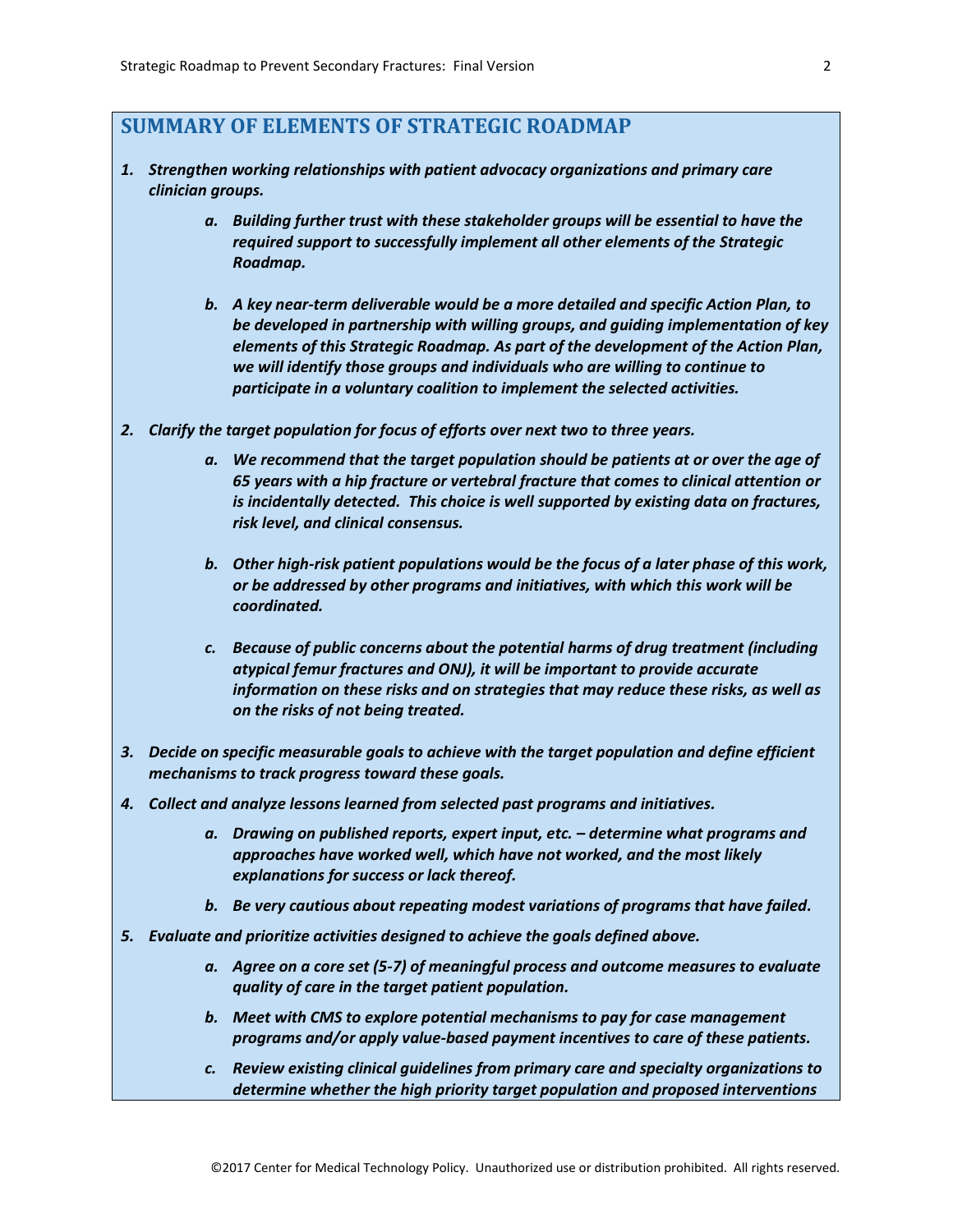## SUMMARY OF ELEMENTS OF STRATEGIC ROADMAP

1. ***Strengthen working relationships with patient advocacy organizations and primary care clinician groups.***
    a. ***Building further trust with these stakeholder groups will be essential to have the required support to successfully implement all other elements of the Strategic Roadmap.***
    b. ***A key near-term deliverable would be a more detailed and specific Action Plan, to be developed in partnership with willing groups, and guiding implementation of key elements of this Strategic Roadmap. As part of the development of the Action Plan, we will identify those groups and individuals who are willing to continue to participate in a voluntary coalition to implement the selected activities.***
2. ***Clarify the target population for focus of efforts over next two to three years.***
    a. ***We recommend that the target population should be patients at or over the age of 65 years with a hip fracture or vertebral fracture that comes to clinical attention or is incidentally detected. This choice is well supported by existing data on fractures, risk level, and clinical consensus.***
    b. ***Other high-risk patient populations would be the focus of a later phase of this work, or be addressed by other programs and initiatives, with which this work will be coordinated.***
    c. ***Because of public concerns about the potential harms of drug treatment (including atypical femur fractures and ONJ), it will be important to provide accurate information on these risks and on strategies that may reduce these risks, as well as on the risks of not being treated.***
3. ***Decide on specific measurable goals to achieve with the target population and define efficient mechanisms to track progress toward these goals.***
4. ***Collect and analyze lessons learned from selected past programs and initiatives.***
    a. ***Drawing on published reports, expert input, etc. – determine what programs and approaches have worked well, which have not worked, and the most likely explanations for success or lack thereof.***
    b. ***Be very cautious about repeating modest variations of programs that have failed.***
5. ***Evaluate and prioritize activities designed to achieve the goals defined above.***
    a. ***Agree on a core set (5-7) of meaningful process and outcome measures to evaluate quality of care in the target patient population.***
    b. ***Meet with CMS to explore potential mechanisms to pay for case management programs and/or apply value-based payment incentives to care of these patients.***
    c. ***Review existing clinical guidelines from primary care and specialty organizations to determine whether the high priority target population and proposed interventions***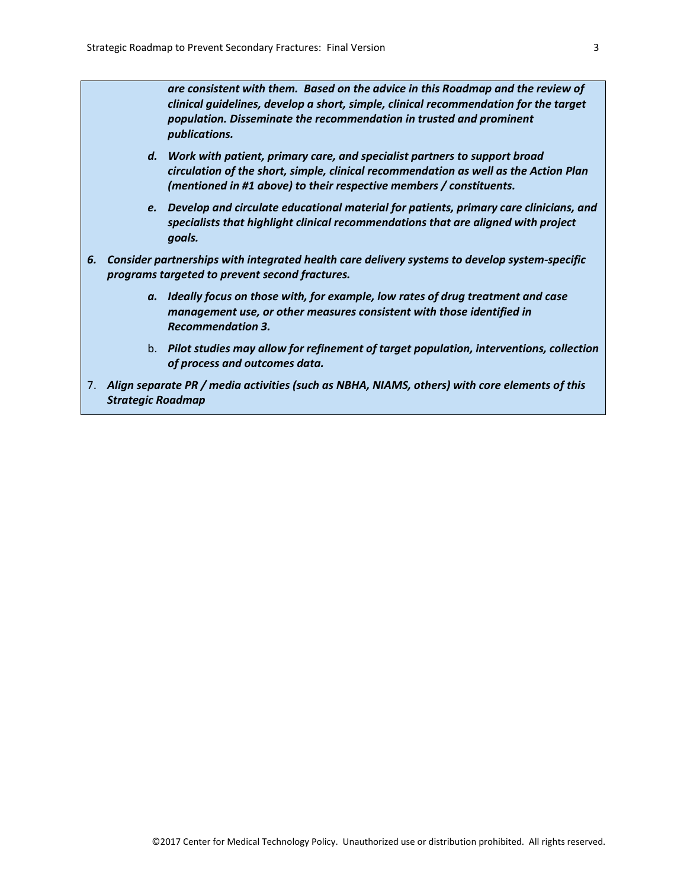***are consistent with them. Based on the advice in this Roadmap and the review of clinical guidelines, develop a short, simple, clinical recommendation for the target population. Disseminate the recommendation in trusted and prominent publications.***

   d. ***Work with patient, primary care, and specialist partners to support broad circulation of the short, simple, clinical recommendation as well as the Action Plan (mentioned in #1 above) to their respective members / constituents.***

   e. ***Develop and circulate educational material for patients, primary care clinicians, and specialists that highlight clinical recommendations that are aligned with project goals.***

6. ***Consider partnerships with integrated health care delivery systems to develop system-specific programs targeted to prevent second fractures.***

   a. ***Ideally focus on those with, for example, low rates of drug treatment and case management use, or other measures consistent with those identified in Recommendation 3.***

   b. ***Pilot studies may allow for refinement of target population, interventions, collection of process and outcomes data.***

7. ***Align separate PR / media activities (such as NBHA, NIAMS, others) with core elements of this Strategic Roadmap***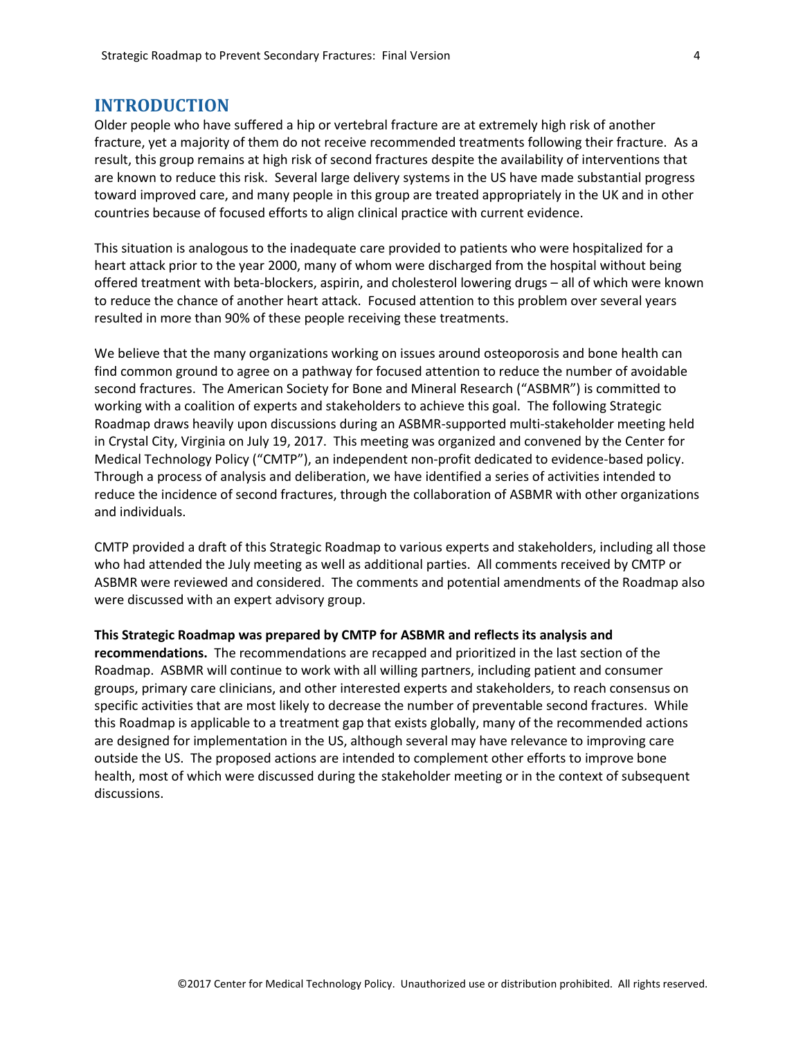## INTRODUCTION

Older people who have suffered a hip or vertebral fracture are at extremely high risk of another fracture, yet a majority of them do not receive recommended treatments following their fracture. As a result, this group remains at high risk of second fractures despite the availability of interventions that are known to reduce this risk. Several large delivery systems in the US have made substantial progress toward improved care, and many people in this group are treated appropriately in the UK and in other countries because of focused efforts to align clinical practice with current evidence.

This situation is analogous to the inadequate care provided to patients who were hospitalized for a heart attack prior to the year 2000, many of whom were discharged from the hospital without being offered treatment with beta-blockers, aspirin, and cholesterol lowering drugs – all of which were known to reduce the chance of another heart attack. Focused attention to this problem over several years resulted in more than 90% of these people receiving these treatments.

We believe that the many organizations working on issues around osteoporosis and bone health can find common ground to agree on a pathway for focused attention to reduce the number of avoidable second fractures. The American Society for Bone and Mineral Research ("ASBMR") is committed to working with a coalition of experts and stakeholders to achieve this goal. The following Strategic Roadmap draws heavily upon discussions during an ASBMR-supported multi-stakeholder meeting held in Crystal City, Virginia on July 19, 2017. This meeting was organized and convened by the Center for Medical Technology Policy ("CMTP"), an independent non-profit dedicated to evidence-based policy. Through a process of analysis and deliberation, we have identified a series of activities intended to reduce the incidence of second fractures, through the collaboration of ASBMR with other organizations and individuals.

CMTP provided a draft of this Strategic Roadmap to various experts and stakeholders, including all those who had attended the July meeting as well as additional parties. All comments received by CMTP or ASBMR were reviewed and considered. The comments and potential amendments of the Roadmap also were discussed with an expert advisory group.

**This Strategic Roadmap was prepared by CMTP for ASBMR and reflects its analysis and recommendations.** The recommendations are recapped and prioritized in the last section of the Roadmap. ASBMR will continue to work with all willing partners, including patient and consumer groups, primary care clinicians, and other interested experts and stakeholders, to reach consensus on specific activities that are most likely to decrease the number of preventable second fractures. While this Roadmap is applicable to a treatment gap that exists globally, many of the recommended actions are designed for implementation in the US, although several may have relevance to improving care outside the US. The proposed actions are intended to complement other efforts to improve bone health, most of which were discussed during the stakeholder meeting or in the context of subsequent discussions.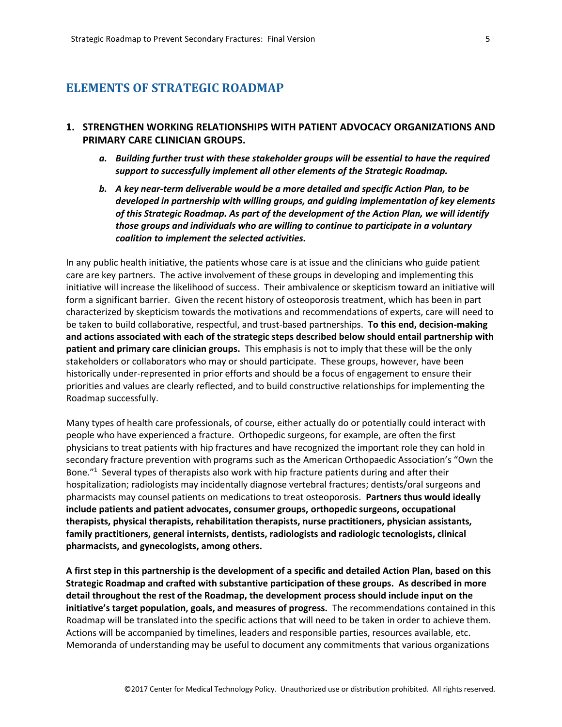## ELEMENTS OF STRATEGIC ROADMAP

### 1. STRENGTHEN WORKING RELATIONSHIPS WITH PATIENT ADVOCACY ORGANIZATIONS AND PRIMARY CARE CLINICIAN GROUPS.

a. ***Building further trust with these stakeholder groups will be essential to have the required support to successfully implement all other elements of the Strategic Roadmap.***

b. ***A key near-term deliverable would be a more detailed and specific Action Plan, to be developed in partnership with willing groups, and guiding implementation of key elements of this Strategic Roadmap. As part of the development of the Action Plan, we will identify those groups and individuals who are willing to continue to participate in a voluntary coalition to implement the selected activities.***

In any public health initiative, the patients whose care is at issue and the clinicians who guide patient care are key partners. The active involvement of these groups in developing and implementing this initiative will increase the likelihood of success. Their ambivalence or skepticism toward an initiative will form a significant barrier. Given the recent history of osteoporosis treatment, which has been in part characterized by skepticism towards the motivations and recommendations of experts, care will need to be taken to build collaborative, respectful, and trust-based partnerships. **To this end, decision-making and actions associated with each of the strategic steps described below should entail partnership with patient and primary care clinician groups.** This emphasis is not to imply that these will be the only stakeholders or collaborators who may or should participate. These groups, however, have been historically under-represented in prior efforts and should be a focus of engagement to ensure their priorities and values are clearly reflected, and to build constructive relationships for implementing the Roadmap successfully.

Many types of health care professionals, of course, either actually do or potentially could interact with people who have experienced a fracture. Orthopedic surgeons, for example, are often the first physicians to treat patients with hip fractures and have recognized the important role they can hold in secondary fracture prevention with programs such as the American Orthopaedic Association's "Own the Bone."[1] Several types of therapists also work with hip fracture patients during and after their hospitalization; radiologists may incidentally diagnose vertebral fractures; dentists/oral surgeons and pharmacists may counsel patients on medications to treat osteoporosis. **Partners thus would ideally include patients and patient advocates, consumer groups, orthopedic surgeons, occupational therapists, physical therapists, rehabilitation therapists, nurse practitioners, physician assistants, family practitioners, general internists, dentists, radiologists and radiologic tecnologists, clinical pharmacists, and gynecologists, among others.**

**A first step in this partnership is the development of a specific and detailed Action Plan, based on this Strategic Roadmap and crafted with substantive participation of these groups. As described in more detail throughout the rest of the Roadmap, the development process should include input on the initiative's target population, goals, and measures of progress.** The recommendations contained in this Roadmap will be translated into the specific actions that will need to be taken in order to achieve them. Actions will be accompanied by timelines, leaders and responsible parties, resources available, etc. Memoranda of understanding may be useful to document any commitments that various organizations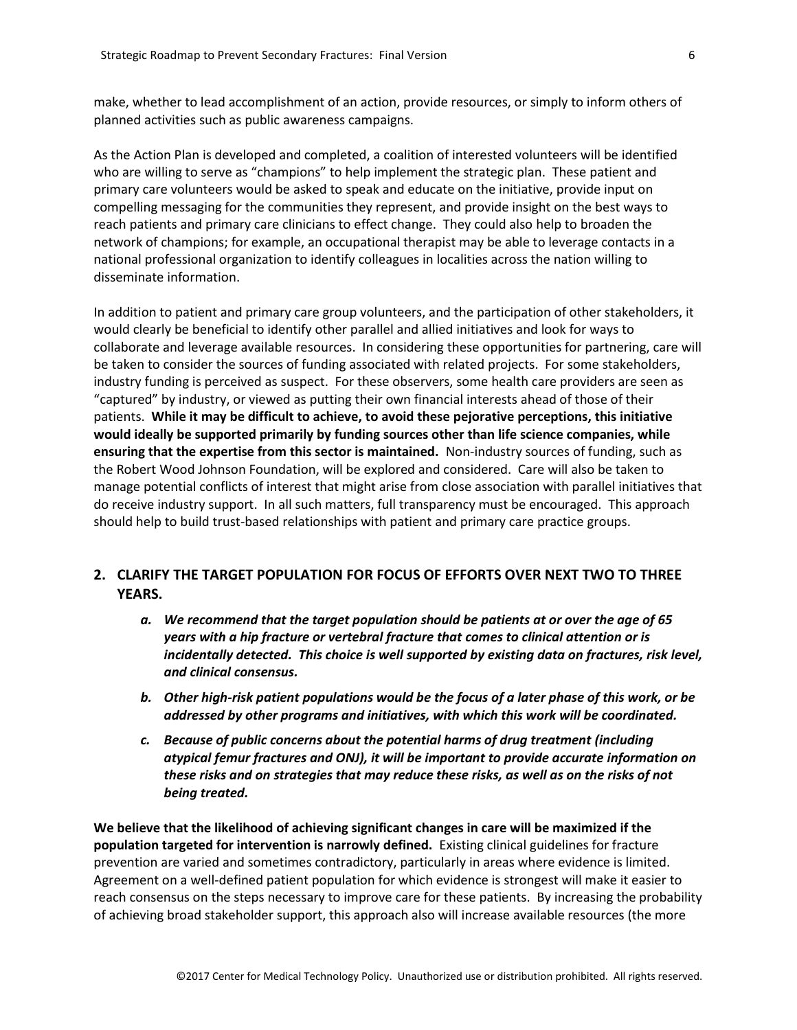make, whether to lead accomplishment of an action, provide resources, or simply to inform others of planned activities such as public awareness campaigns.

As the Action Plan is developed and completed, a coalition of interested volunteers will be identified who are willing to serve as "champions" to help implement the strategic plan. These patient and primary care volunteers would be asked to speak and educate on the initiative, provide input on compelling messaging for the communities they represent, and provide insight on the best ways to reach patients and primary care clinicians to effect change. They could also help to broaden the network of champions; for example, an occupational therapist may be able to leverage contacts in a national professional organization to identify colleagues in localities across the nation willing to disseminate information.

In addition to patient and primary care group volunteers, and the participation of other stakeholders, it would clearly be beneficial to identify other parallel and allied initiatives and look for ways to collaborate and leverage available resources. In considering these opportunities for partnering, care will be taken to consider the sources of funding associated with related projects. For some stakeholders, industry funding is perceived as suspect. For these observers, some health care providers are seen as "captured" by industry, or viewed as putting their own financial interests ahead of those of their patients. **While it may be difficult to achieve, to avoid these pejorative perceptions, this initiative would ideally be supported primarily by funding sources other than life science companies, while ensuring that the expertise from this sector is maintained.** Non-industry sources of funding, such as the Robert Wood Johnson Foundation, will be explored and considered. Care will also be taken to manage potential conflicts of interest that might arise from close association with parallel initiatives that do receive industry support. In all such matters, full transparency must be encouraged. This approach should help to build trust-based relationships with patient and primary care practice groups.

## 2. CLARIFY THE TARGET POPULATION FOR FOCUS OF EFFORTS OVER NEXT TWO TO THREE YEARS.

a. ***We recommend that the target population should be patients at or over the age of 65 years with a hip fracture or vertebral fracture that comes to clinical attention or is incidentally detected. This choice is well supported by existing data on fractures, risk level, and clinical consensus.***

b. ***Other high-risk patient populations would be the focus of a later phase of this work, or be addressed by other programs and initiatives, with which this work will be coordinated.***

c. ***Because of public concerns about the potential harms of drug treatment (including atypical femur fractures and ONJ), it will be important to provide accurate information on these risks and on strategies that may reduce these risks, as well as on the risks of not being treated.***

**We believe that the likelihood of achieving significant changes in care will be maximized if the population targeted for intervention is narrowly defined.** Existing clinical guidelines for fracture prevention are varied and sometimes contradictory, particularly in areas where evidence is limited. Agreement on a well-defined patient population for which evidence is strongest will make it easier to reach consensus on the steps necessary to improve care for these patients. By increasing the probability of achieving broad stakeholder support, this approach also will increase available resources (the more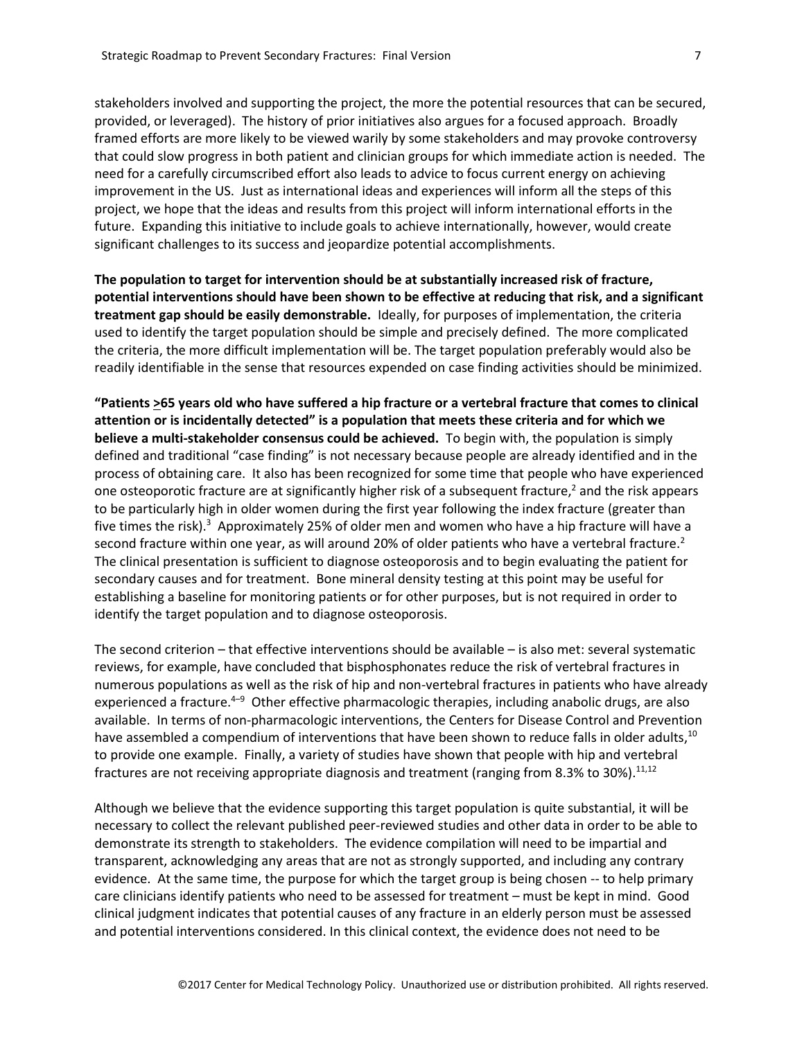stakeholders involved and supporting the project, the more the potential resources that can be secured, provided, or leveraged). The history of prior initiatives also argues for a focused approach. Broadly framed efforts are more likely to be viewed warily by some stakeholders and may provoke controversy that could slow progress in both patient and clinician groups for which immediate action is needed. The need for a carefully circumscribed effort also leads to advice to focus current energy on achieving improvement in the US. Just as international ideas and experiences will inform all the steps of this project, we hope that the ideas and results from this project will inform international efforts in the future. Expanding this initiative to include goals to achieve internationally, however, would create significant challenges to its success and jeopardize potential accomplishments.

**The population to target for intervention should be at substantially increased risk of fracture, potential interventions should have been shown to be effective at reducing that risk, and a significant treatment gap should be easily demonstrable.** Ideally, for purposes of implementation, the criteria used to identify the target population should be simple and precisely defined. The more complicated the criteria, the more difficult implementation will be. The target population preferably would also be readily identifiable in the sense that resources expended on case finding activities should be minimized.

**"Patients ≥65 years old who have suffered a hip fracture or a vertebral fracture that comes to clinical attention or is incidentally detected" is a population that meets these criteria and for which we believe a multi-stakeholder consensus could be achieved.** To begin with, the population is simply defined and traditional "case finding" is not necessary because people are already identified and in the process of obtaining care. It also has been recognized for some time that people who have experienced one osteoporotic fracture are at significantly higher risk of a subsequent fracture,[2] and the risk appears to be particularly high in older women during the first year following the index fracture (greater than five times the risk).[3] Approximately 25% of older men and women who have a hip fracture will have a second fracture within one year, as will around 20% of older patients who have a vertebral fracture.[2] The clinical presentation is sufficient to diagnose osteoporosis and to begin evaluating the patient for secondary causes and for treatment. Bone mineral density testing at this point may be useful for establishing a baseline for monitoring patients or for other purposes, but is not required in order to identify the target population and to diagnose osteoporosis.

The second criterion – that effective interventions should be available – is also met: several systematic reviews, for example, have concluded that bisphosphonates reduce the risk of vertebral fractures in numerous populations as well as the risk of hip and non-vertebral fractures in patients who have already experienced a fracture.[4–9] Other effective pharmacologic therapies, including anabolic drugs, are also available. In terms of non-pharmacologic interventions, the Centers for Disease Control and Prevention have assembled a compendium of interventions that have been shown to reduce falls in older adults,[10] to provide one example. Finally, a variety of studies have shown that people with hip and vertebral fractures are not receiving appropriate diagnosis and treatment (ranging from 8.3% to 30%).[11,12]

Although we believe that the evidence supporting this target population is quite substantial, it will be necessary to collect the relevant published peer-reviewed studies and other data in order to be able to demonstrate its strength to stakeholders. The evidence compilation will need to be impartial and transparent, acknowledging any areas that are not as strongly supported, and including any contrary evidence. At the same time, the purpose for which the target group is being chosen -- to help primary care clinicians identify patients who need to be assessed for treatment – must be kept in mind. Good clinical judgment indicates that potential causes of any fracture in an elderly person must be assessed and potential interventions considered. In this clinical context, the evidence does not need to be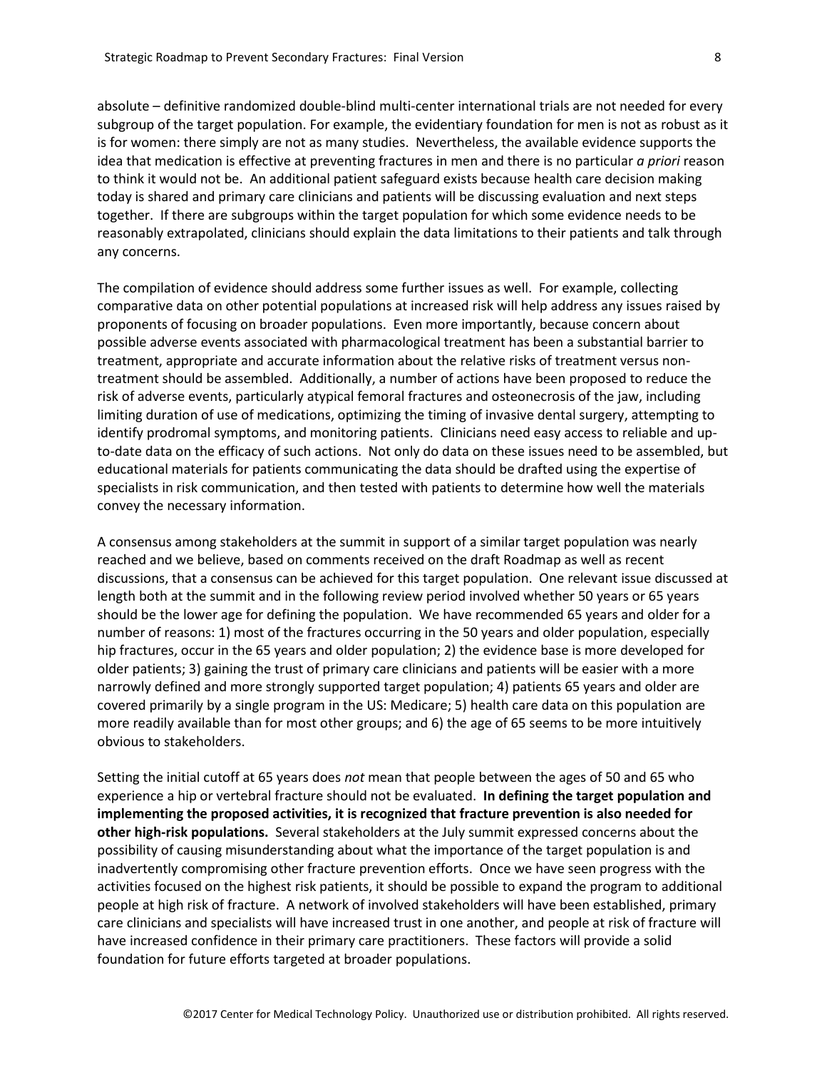absolute – definitive randomized double-blind multi-center international trials are not needed for every subgroup of the target population. For example, the evidentiary foundation for men is not as robust as it is for women: there simply are not as many studies. Nevertheless, the available evidence supports the idea that medication is effective at preventing fractures in men and there is no particular *a priori* reason to think it would not be. An additional patient safeguard exists because health care decision making today is shared and primary care clinicians and patients will be discussing evaluation and next steps together. If there are subgroups within the target population for which some evidence needs to be reasonably extrapolated, clinicians should explain the data limitations to their patients and talk through any concerns.

The compilation of evidence should address some further issues as well. For example, collecting comparative data on other potential populations at increased risk will help address any issues raised by proponents of focusing on broader populations. Even more importantly, because concern about possible adverse events associated with pharmacological treatment has been a substantial barrier to treatment, appropriate and accurate information about the relative risks of treatment versus non-treatment should be assembled. Additionally, a number of actions have been proposed to reduce the risk of adverse events, particularly atypical femoral fractures and osteonecrosis of the jaw, including limiting duration of use of medications, optimizing the timing of invasive dental surgery, attempting to identify prodromal symptoms, and monitoring patients. Clinicians need easy access to reliable and up-to-date data on the efficacy of such actions. Not only do data on these issues need to be assembled, but educational materials for patients communicating the data should be drafted using the expertise of specialists in risk communication, and then tested with patients to determine how well the materials convey the necessary information.

A consensus among stakeholders at the summit in support of a similar target population was nearly reached and we believe, based on comments received on the draft Roadmap as well as recent discussions, that a consensus can be achieved for this target population. One relevant issue discussed at length both at the summit and in the following review period involved whether 50 years or 65 years should be the lower age for defining the population. We have recommended 65 years and older for a number of reasons: 1) most of the fractures occurring in the 50 years and older population, especially hip fractures, occur in the 65 years and older population; 2) the evidence base is more developed for older patients; 3) gaining the trust of primary care clinicians and patients will be easier with a more narrowly defined and more strongly supported target population; 4) patients 65 years and older are covered primarily by a single program in the US: Medicare; 5) health care data on this population are more readily available than for most other groups; and 6) the age of 65 seems to be more intuitively obvious to stakeholders.

Setting the initial cutoff at 65 years does *not* mean that people between the ages of 50 and 65 who experience a hip or vertebral fracture should not be evaluated. **In defining the target population and implementing the proposed activities, it is recognized that fracture prevention is also needed for other high-risk populations.** Several stakeholders at the July summit expressed concerns about the possibility of causing misunderstanding about what the importance of the target population is and inadvertently compromising other fracture prevention efforts. Once we have seen progress with the activities focused on the highest risk patients, it should be possible to expand the program to additional people at high risk of fracture. A network of involved stakeholders will have been established, primary care clinicians and specialists will have increased trust in one another, and people at risk of fracture will have increased confidence in their primary care practitioners. These factors will provide a solid foundation for future efforts targeted at broader populations.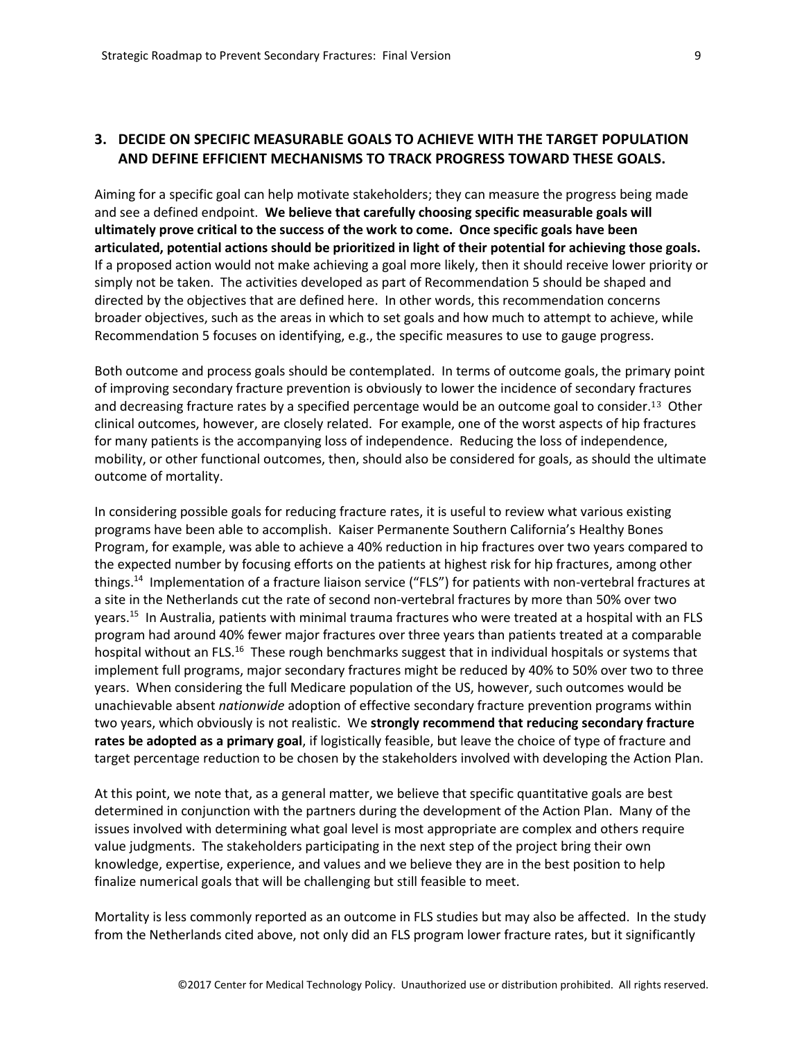## 3. DECIDE ON SPECIFIC MEASURABLE GOALS TO ACHIEVE WITH THE TARGET POPULATION AND DEFINE EFFICIENT MECHANISMS TO TRACK PROGRESS TOWARD THESE GOALS.

Aiming for a specific goal can help motivate stakeholders; they can measure the progress being made and see a defined endpoint. **We believe that carefully choosing specific measurable goals will ultimately prove critical to the success of the work to come. Once specific goals have been articulated, potential actions should be prioritized in light of their potential for achieving those goals.** If a proposed action would not make achieving a goal more likely, then it should receive lower priority or simply not be taken. The activities developed as part of Recommendation 5 should be shaped and directed by the objectives that are defined here. In other words, this recommendation concerns broader objectives, such as the areas in which to set goals and how much to attempt to achieve, while Recommendation 5 focuses on identifying, e.g., the specific measures to use to gauge progress.

Both outcome and process goals should be contemplated. In terms of outcome goals, the primary point of improving secondary fracture prevention is obviously to lower the incidence of secondary fractures and decreasing fracture rates by a specified percentage would be an outcome goal to consider.[13] Other clinical outcomes, however, are closely related. For example, one of the worst aspects of hip fractures for many patients is the accompanying loss of independence. Reducing the loss of independence, mobility, or other functional outcomes, then, should also be considered for goals, as should the ultimate outcome of mortality.

In considering possible goals for reducing fracture rates, it is useful to review what various existing programs have been able to accomplish. Kaiser Permanente Southern California's Healthy Bones Program, for example, was able to achieve a 40% reduction in hip fractures over two years compared to the expected number by focusing efforts on the patients at highest risk for hip fractures, among other things.[14] Implementation of a fracture liaison service ("FLS") for patients with non-vertebral fractures at a site in the Netherlands cut the rate of second non-vertebral fractures by more than 50% over two years.[15] In Australia, patients with minimal trauma fractures who were treated at a hospital with an FLS program had around 40% fewer major fractures over three years than patients treated at a comparable hospital without an FLS.[16] These rough benchmarks suggest that in individual hospitals or systems that implement full programs, major secondary fractures might be reduced by 40% to 50% over two to three years. When considering the full Medicare population of the US, however, such outcomes would be unachievable absent *nationwide* adoption of effective secondary fracture prevention programs within two years, which obviously is not realistic. We **strongly recommend that reducing secondary fracture rates be adopted as a primary goal**, if logistically feasible, but leave the choice of type of fracture and target percentage reduction to be chosen by the stakeholders involved with developing the Action Plan.

At this point, we note that, as a general matter, we believe that specific quantitative goals are best determined in conjunction with the partners during the development of the Action Plan. Many of the issues involved with determining what goal level is most appropriate are complex and others require value judgments. The stakeholders participating in the next step of the project bring their own knowledge, expertise, experience, and values and we believe they are in the best position to help finalize numerical goals that will be challenging but still feasible to meet.

Mortality is less commonly reported as an outcome in FLS studies but may also be affected. In the study from the Netherlands cited above, not only did an FLS program lower fracture rates, but it significantly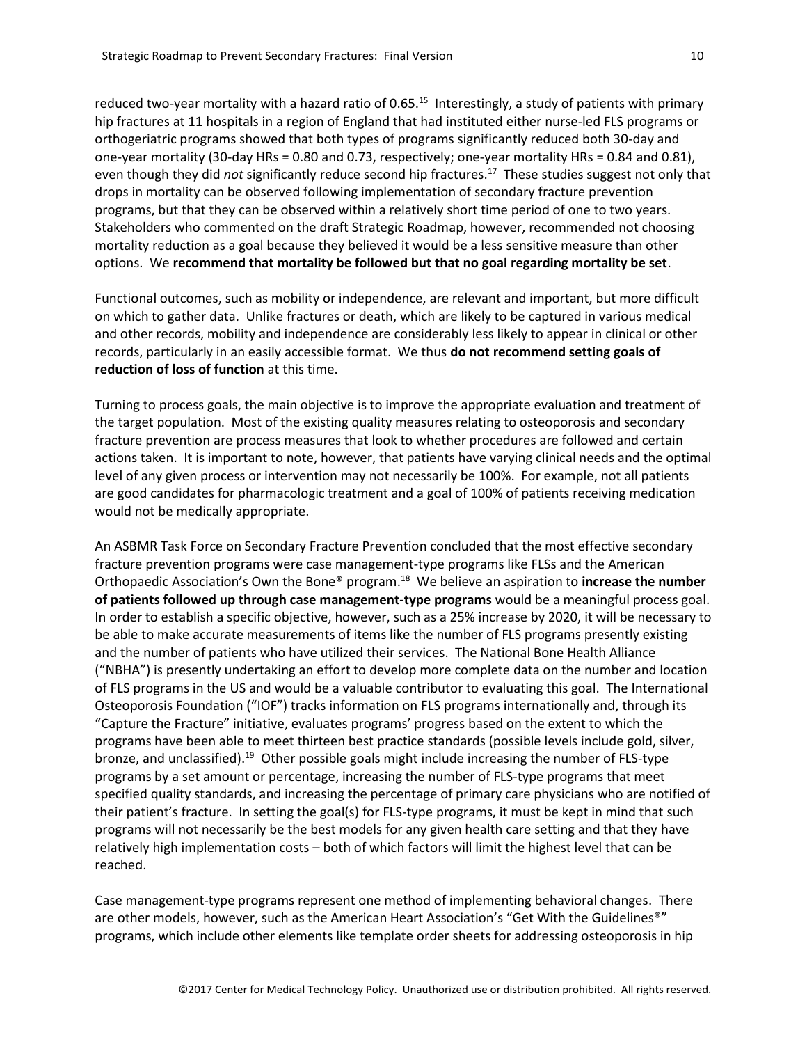reduced two-year mortality with a hazard ratio of 0.65.[15] Interestingly, a study of patients with primary hip fractures at 11 hospitals in a region of England that had instituted either nurse-led FLS programs or orthogeriatric programs showed that both types of programs significantly reduced both 30-day and one-year mortality (30-day HRs = 0.80 and 0.73, respectively; one-year mortality HRs = 0.84 and 0.81), even though they did *not* significantly reduce second hip fractures.[17] These studies suggest not only that drops in mortality can be observed following implementation of secondary fracture prevention programs, but that they can be observed within a relatively short time period of one to two years. Stakeholders who commented on the draft Strategic Roadmap, however, recommended not choosing mortality reduction as a goal because they believed it would be a less sensitive measure than other options. We **recommend that mortality be followed but that no goal regarding mortality be set**.

Functional outcomes, such as mobility or independence, are relevant and important, but more difficult on which to gather data. Unlike fractures or death, which are likely to be captured in various medical and other records, mobility and independence are considerably less likely to appear in clinical or other records, particularly in an easily accessible format. We thus **do not recommend setting goals of reduction of loss of function** at this time.

Turning to process goals, the main objective is to improve the appropriate evaluation and treatment of the target population. Most of the existing quality measures relating to osteoporosis and secondary fracture prevention are process measures that look to whether procedures are followed and certain actions taken. It is important to note, however, that patients have varying clinical needs and the optimal level of any given process or intervention may not necessarily be 100%. For example, not all patients are good candidates for pharmacologic treatment and a goal of 100% of patients receiving medication would not be medically appropriate.

An ASBMR Task Force on Secondary Fracture Prevention concluded that the most effective secondary fracture prevention programs were case management-type programs like FLSs and the American Orthopaedic Association's Own the Bone® program.[18] We believe an aspiration to **increase the number of patients followed up through case management-type programs** would be a meaningful process goal. In order to establish a specific objective, however, such as a 25% increase by 2020, it will be necessary to be able to make accurate measurements of items like the number of FLS programs presently existing and the number of patients who have utilized their services. The National Bone Health Alliance ("NBHA") is presently undertaking an effort to develop more complete data on the number and location of FLS programs in the US and would be a valuable contributor to evaluating this goal. The International Osteoporosis Foundation ("IOF") tracks information on FLS programs internationally and, through its "Capture the Fracture" initiative, evaluates programs' progress based on the extent to which the programs have been able to meet thirteen best practice standards (possible levels include gold, silver, bronze, and unclassified).[19] Other possible goals might include increasing the number of FLS-type programs by a set amount or percentage, increasing the number of FLS-type programs that meet specified quality standards, and increasing the percentage of primary care physicians who are notified of their patient's fracture. In setting the goal(s) for FLS-type programs, it must be kept in mind that such programs will not necessarily be the best models for any given health care setting and that they have relatively high implementation costs – both of which factors will limit the highest level that can be reached.

Case management-type programs represent one method of implementing behavioral changes. There are other models, however, such as the American Heart Association's "Get With the Guidelines®" programs, which include other elements like template order sheets for addressing osteoporosis in hip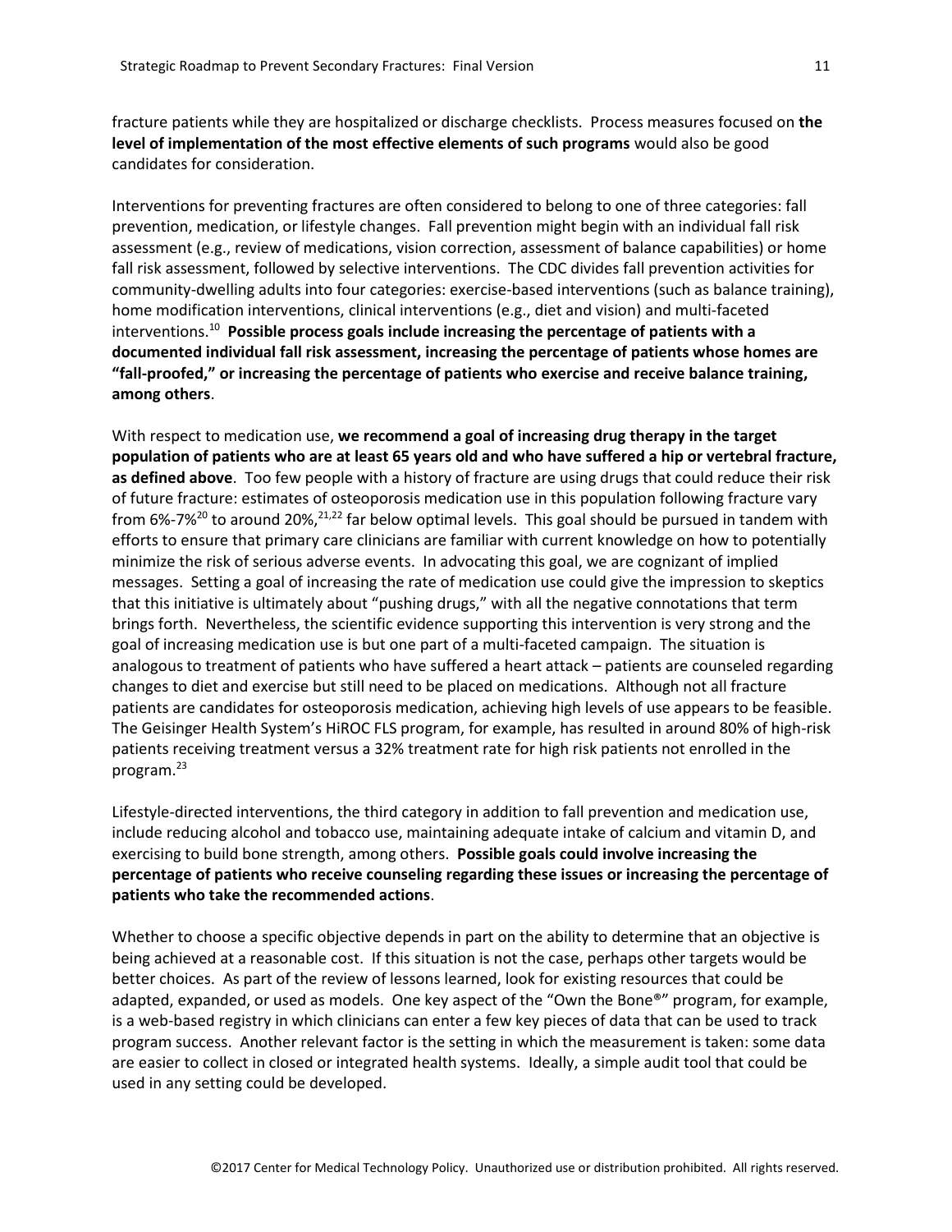fracture patients while they are hospitalized or discharge checklists. Process measures focused on **the level of implementation of the most effective elements of such programs** would also be good candidates for consideration.

Interventions for preventing fractures are often considered to belong to one of three categories: fall prevention, medication, or lifestyle changes. Fall prevention might begin with an individual fall risk assessment (e.g., review of medications, vision correction, assessment of balance capabilities) or home fall risk assessment, followed by selective interventions. The CDC divides fall prevention activities for community-dwelling adults into four categories: exercise-based interventions (such as balance training), home modification interventions, clinical interventions (e.g., diet and vision) and multi-faceted interventions.[10] **Possible process goals include increasing the percentage of patients with a documented individual fall risk assessment, increasing the percentage of patients whose homes are "fall-proofed," or increasing the percentage of patients who exercise and receive balance training, among others**.

With respect to medication use, **we recommend a goal of increasing drug therapy in the target population of patients who are at least 65 years old and who have suffered a hip or vertebral fracture, as defined above**. Too few people with a history of fracture are using drugs that could reduce their risk of future fracture: estimates of osteoporosis medication use in this population following fracture vary from 6%-7%[20] to around 20%,[21,22] far below optimal levels. This goal should be pursued in tandem with efforts to ensure that primary care clinicians are familiar with current knowledge on how to potentially minimize the risk of serious adverse events. In advocating this goal, we are cognizant of implied messages. Setting a goal of increasing the rate of medication use could give the impression to skeptics that this initiative is ultimately about "pushing drugs," with all the negative connotations that term brings forth. Nevertheless, the scientific evidence supporting this intervention is very strong and the goal of increasing medication use is but one part of a multi-faceted campaign. The situation is analogous to treatment of patients who have suffered a heart attack – patients are counseled regarding changes to diet and exercise but still need to be placed on medications. Although not all fracture patients are candidates for osteoporosis medication, achieving high levels of use appears to be feasible. The Geisinger Health System's HiROC FLS program, for example, has resulted in around 80% of high-risk patients receiving treatment versus a 32% treatment rate for high risk patients not enrolled in the program.[23]

Lifestyle-directed interventions, the third category in addition to fall prevention and medication use, include reducing alcohol and tobacco use, maintaining adequate intake of calcium and vitamin D, and exercising to build bone strength, among others. **Possible goals could involve increasing the percentage of patients who receive counseling regarding these issues or increasing the percentage of patients who take the recommended actions**.

Whether to choose a specific objective depends in part on the ability to determine that an objective is being achieved at a reasonable cost. If this situation is not the case, perhaps other targets would be better choices. As part of the review of lessons learned, look for existing resources that could be adapted, expanded, or used as models. One key aspect of the "Own the Bone®" program, for example, is a web-based registry in which clinicians can enter a few key pieces of data that can be used to track program success. Another relevant factor is the setting in which the measurement is taken: some data are easier to collect in closed or integrated health systems. Ideally, a simple audit tool that could be used in any setting could be developed.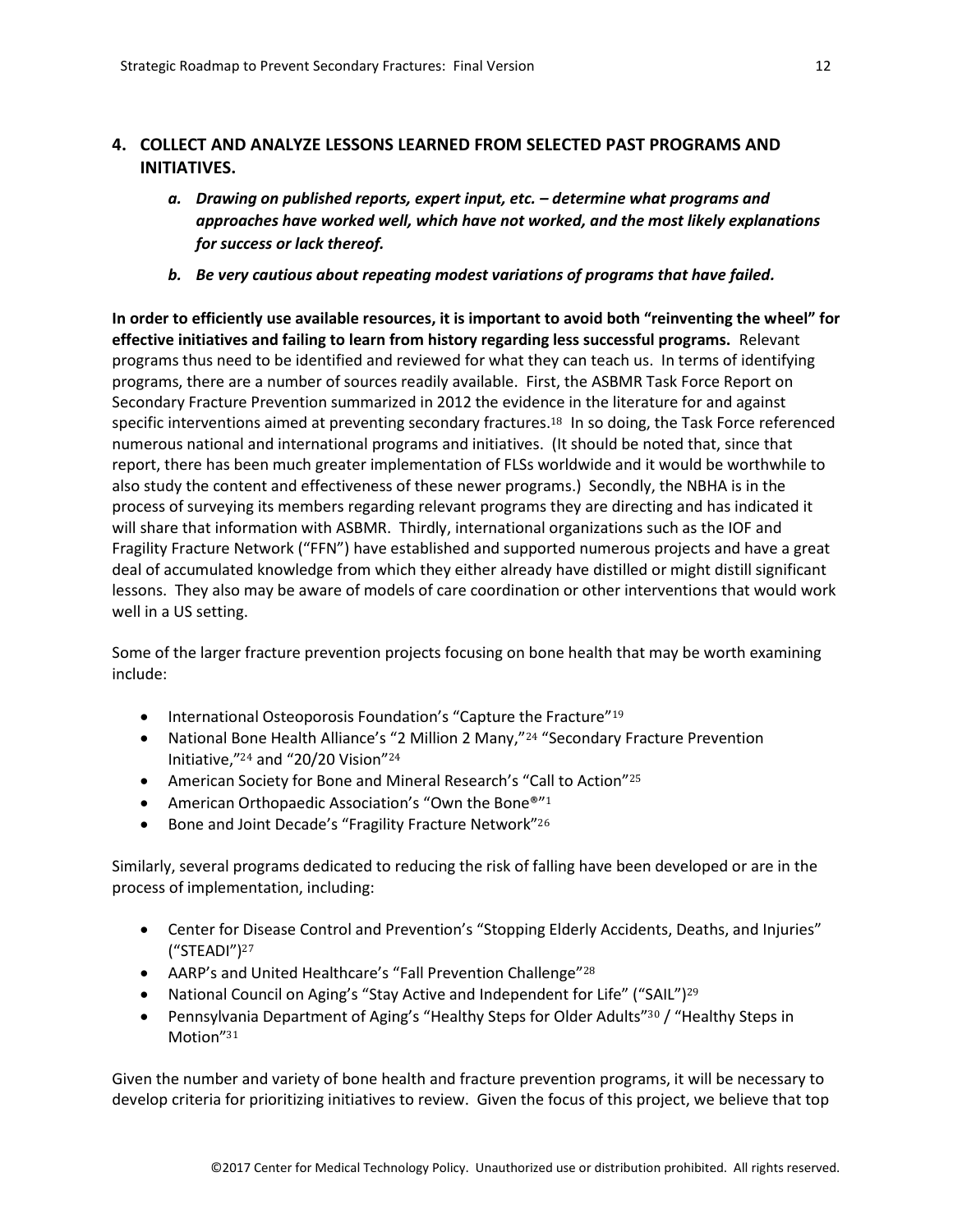## 4. COLLECT AND ANALYZE LESSONS LEARNED FROM SELECTED PAST PROGRAMS AND INITIATIVES.

   a. ***Drawing on published reports, expert input, etc. – determine what programs and approaches have worked well, which have not worked, and the most likely explanations for success or lack thereof.***

   b. ***Be very cautious about repeating modest variations of programs that have failed.***

**In order to efficiently use available resources, it is important to avoid both "reinventing the wheel" for effective initiatives and failing to learn from history regarding less successful programs.** Relevant programs thus need to be identified and reviewed for what they can teach us. In terms of identifying programs, there are a number of sources readily available. First, the ASBMR Task Force Report on Secondary Fracture Prevention summarized in 2012 the evidence in the literature for and against specific interventions aimed at preventing secondary fractures.[18] In so doing, the Task Force referenced numerous national and international programs and initiatives. (It should be noted that, since that report, there has been much greater implementation of FLSs worldwide and it would be worthwhile to also study the content and effectiveness of these newer programs.) Secondly, the NBHA is in the process of surveying its members regarding relevant programs they are directing and has indicated it will share that information with ASBMR. Thirdly, international organizations such as the IOF and Fragility Fracture Network ("FFN") have established and supported numerous projects and have a great deal of accumulated knowledge from which they either already have distilled or might distill significant lessons. They also may be aware of models of care coordination or other interventions that would work well in a US setting.

Some of the larger fracture prevention projects focusing on bone health that may be worth examining include:

- International Osteoporosis Foundation's "Capture the Fracture"[19]
- National Bone Health Alliance's "2 Million 2 Many,"[24] "Secondary Fracture Prevention Initiative,"[24] and "20/20 Vision"[24]
- American Society for Bone and Mineral Research's "Call to Action"[25]
- American Orthopaedic Association's "Own the Bone®"[1]
- Bone and Joint Decade's "Fragility Fracture Network"[26]

Similarly, several programs dedicated to reducing the risk of falling have been developed or are in the process of implementation, including:

- Center for Disease Control and Prevention's "Stopping Elderly Accidents, Deaths, and Injuries" ("STEADI")[27]
- AARP's and United Healthcare's "Fall Prevention Challenge"[28]
- National Council on Aging's "Stay Active and Independent for Life" ("SAIL")[29]
- Pennsylvania Department of Aging's "Healthy Steps for Older Adults"[30] / "Healthy Steps in Motion"[31]

Given the number and variety of bone health and fracture prevention programs, it will be necessary to develop criteria for prioritizing initiatives to review. Given the focus of this project, we believe that top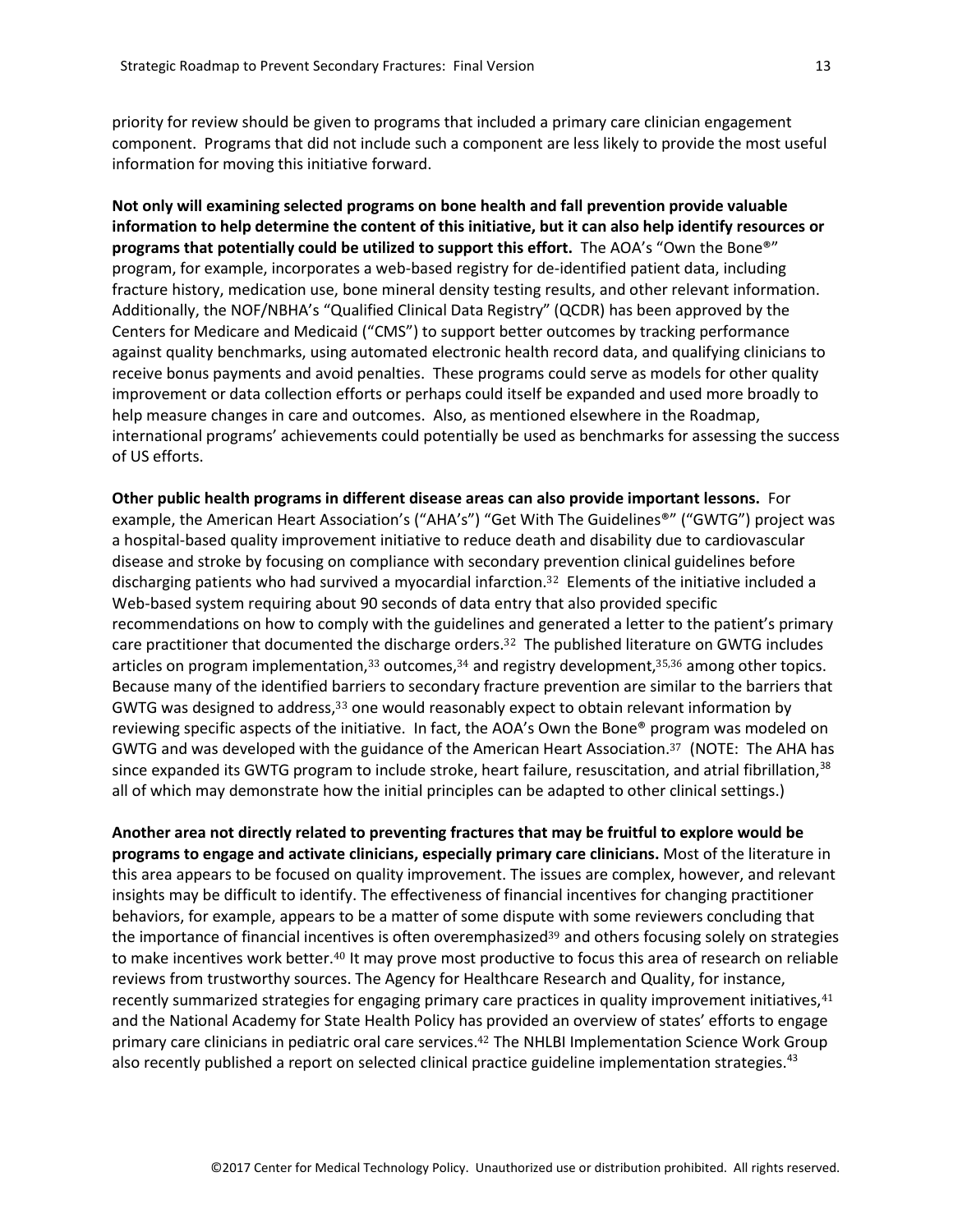priority for review should be given to programs that included a primary care clinician engagement component. Programs that did not include such a component are less likely to provide the most useful information for moving this initiative forward.

**Not only will examining selected programs on bone health and fall prevention provide valuable information to help determine the content of this initiative, but it can also help identify resources or programs that potentially could be utilized to support this effort.** The AOA's "Own the Bone®" program, for example, incorporates a web-based registry for de-identified patient data, including fracture history, medication use, bone mineral density testing results, and other relevant information. Additionally, the NOF/NBHA's "Qualified Clinical Data Registry" (QCDR) has been approved by the Centers for Medicare and Medicaid ("CMS") to support better outcomes by tracking performance against quality benchmarks, using automated electronic health record data, and qualifying clinicians to receive bonus payments and avoid penalties. These programs could serve as models for other quality improvement or data collection efforts or perhaps could itself be expanded and used more broadly to help measure changes in care and outcomes. Also, as mentioned elsewhere in the Roadmap, international programs' achievements could potentially be used as benchmarks for assessing the success of US efforts.

**Other public health programs in different disease areas can also provide important lessons.** For example, the American Heart Association's ("AHA's") "Get With The Guidelines®" ("GWTG") project was a hospital-based quality improvement initiative to reduce death and disability due to cardiovascular disease and stroke by focusing on compliance with secondary prevention clinical guidelines before discharging patients who had survived a myocardial infarction.[32] Elements of the initiative included a Web-based system requiring about 90 seconds of data entry that also provided specific recommendations on how to comply with the guidelines and generated a letter to the patient's primary care practitioner that documented the discharge orders.[32] The published literature on GWTG includes articles on program implementation,[33] outcomes,[34] and registry development,[35,36] among other topics. Because many of the identified barriers to secondary fracture prevention are similar to the barriers that GWTG was designed to address,[33] one would reasonably expect to obtain relevant information by reviewing specific aspects of the initiative. In fact, the AOA's Own the Bone® program was modeled on GWTG and was developed with the guidance of the American Heart Association.[37] (NOTE: The AHA has since expanded its GWTG program to include stroke, heart failure, resuscitation, and atrial fibrillation,[38] all of which may demonstrate how the initial principles can be adapted to other clinical settings.)

**Another area not directly related to preventing fractures that may be fruitful to explore would be programs to engage and activate clinicians, especially primary care clinicians.** Most of the literature in this area appears to be focused on quality improvement. The issues are complex, however, and relevant insights may be difficult to identify. The effectiveness of financial incentives for changing practitioner behaviors, for example, appears to be a matter of some dispute with some reviewers concluding that the importance of financial incentives is often overemphasized[39] and others focusing solely on strategies to make incentives work better.[40] It may prove most productive to focus this area of research on reliable reviews from trustworthy sources. The Agency for Healthcare Research and Quality, for instance, recently summarized strategies for engaging primary care practices in quality improvement initiatives,[41] and the National Academy for State Health Policy has provided an overview of states' efforts to engage primary care clinicians in pediatric oral care services.[42] The NHLBI Implementation Science Work Group also recently published a report on selected clinical practice guideline implementation strategies.[43]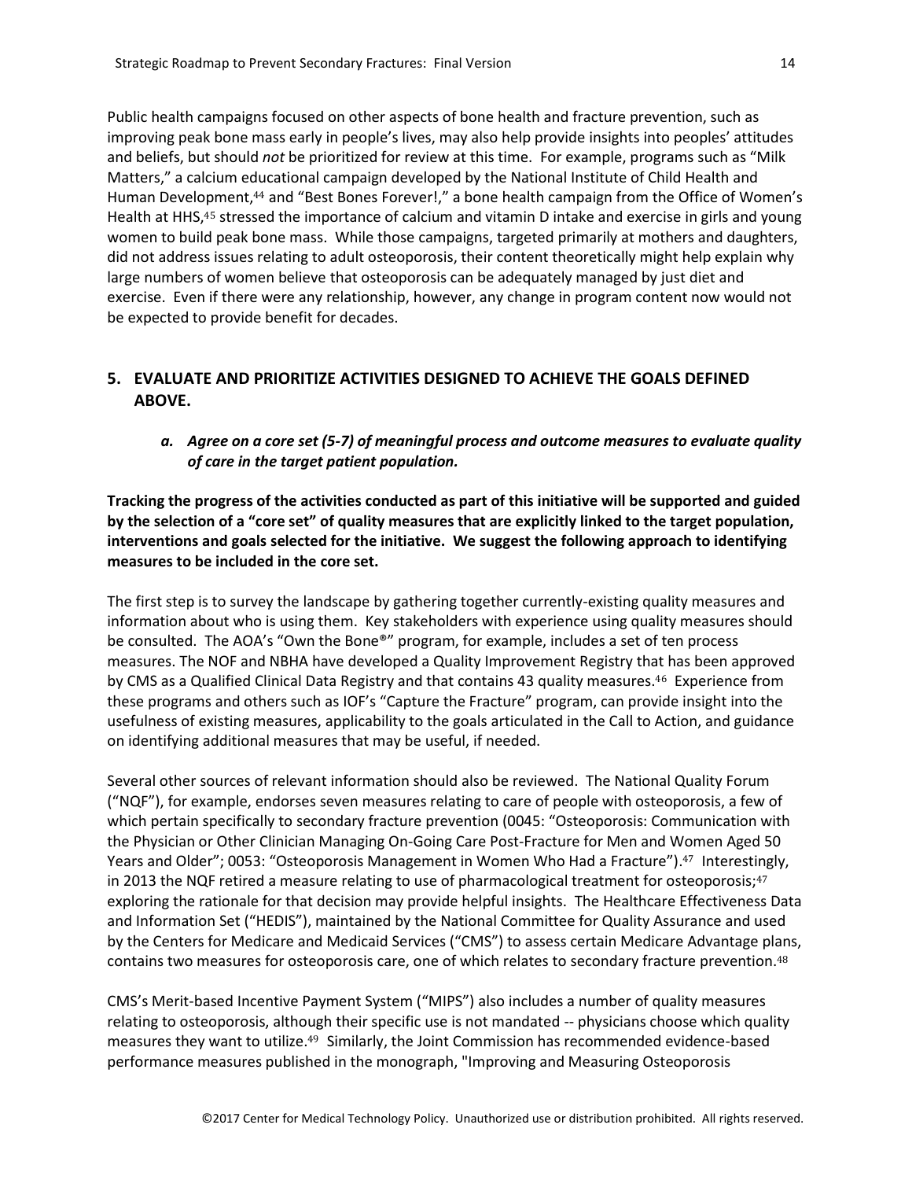Public health campaigns focused on other aspects of bone health and fracture prevention, such as improving peak bone mass early in people's lives, may also help provide insights into peoples' attitudes and beliefs, but should *not* be prioritized for review at this time. For example, programs such as "Milk Matters," a calcium educational campaign developed by the National Institute of Child Health and Human Development,[44] and "Best Bones Forever!," a bone health campaign from the Office of Women's Health at HHS,[45] stressed the importance of calcium and vitamin D intake and exercise in girls and young women to build peak bone mass. While those campaigns, targeted primarily at mothers and daughters, did not address issues relating to adult osteoporosis, their content theoretically might help explain why large numbers of women believe that osteoporosis can be adequately managed by just diet and exercise. Even if there were any relationship, however, any change in program content now would not be expected to provide benefit for decades.

## 5. EVALUATE AND PRIORITIZE ACTIVITIES DESIGNED TO ACHIEVE THE GOALS DEFINED ABOVE.

### *a. Agree on a core set (5-7) of meaningful process and outcome measures to evaluate quality of care in the target patient population.*

**Tracking the progress of the activities conducted as part of this initiative will be supported and guided by the selection of a "core set" of quality measures that are explicitly linked to the target population, interventions and goals selected for the initiative. We suggest the following approach to identifying measures to be included in the core set.**

The first step is to survey the landscape by gathering together currently-existing quality measures and information about who is using them. Key stakeholders with experience using quality measures should be consulted. The AOA's "Own the Bone®" program, for example, includes a set of ten process measures. The NOF and NBHA have developed a Quality Improvement Registry that has been approved by CMS as a Qualified Clinical Data Registry and that contains 43 quality measures.[46] Experience from these programs and others such as IOF's "Capture the Fracture" program, can provide insight into the usefulness of existing measures, applicability to the goals articulated in the Call to Action, and guidance on identifying additional measures that may be useful, if needed.

Several other sources of relevant information should also be reviewed. The National Quality Forum ("NQF"), for example, endorses seven measures relating to care of people with osteoporosis, a few of which pertain specifically to secondary fracture prevention (0045: "Osteoporosis: Communication with the Physician or Other Clinician Managing On-Going Care Post-Fracture for Men and Women Aged 50 Years and Older"; 0053: "Osteoporosis Management in Women Who Had a Fracture").[47] Interestingly, in 2013 the NQF retired a measure relating to use of pharmacological treatment for osteoporosis;[47] exploring the rationale for that decision may provide helpful insights. The Healthcare Effectiveness Data and Information Set ("HEDIS"), maintained by the National Committee for Quality Assurance and used by the Centers for Medicare and Medicaid Services ("CMS") to assess certain Medicare Advantage plans, contains two measures for osteoporosis care, one of which relates to secondary fracture prevention.[48]

CMS's Merit-based Incentive Payment System ("MIPS") also includes a number of quality measures relating to osteoporosis, although their specific use is not mandated -- physicians choose which quality measures they want to utilize.[49] Similarly, the Joint Commission has recommended evidence-based performance measures published in the monograph, "Improving and Measuring Osteoporosis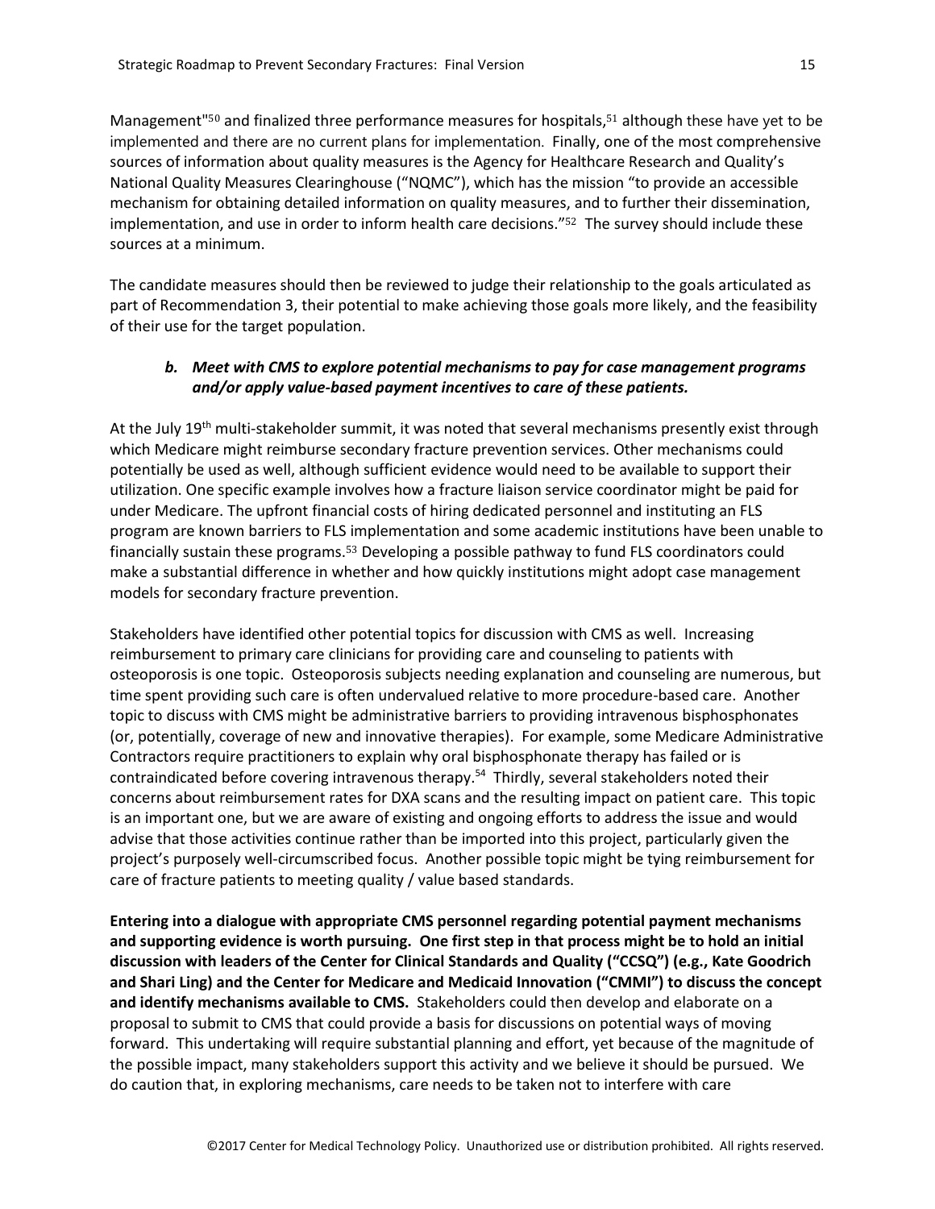Management"[50] and finalized three performance measures for hospitals,[51] although these have yet to be implemented and there are no current plans for implementation. Finally, one of the most comprehensive sources of information about quality measures is the Agency for Healthcare Research and Quality's National Quality Measures Clearinghouse ("NQMC"), which has the mission "to provide an accessible mechanism for obtaining detailed information on quality measures, and to further their dissemination, implementation, and use in order to inform health care decisions."[52] The survey should include these sources at a minimum.

The candidate measures should then be reviewed to judge their relationship to the goals articulated as part of Recommendation 3, their potential to make achieving those goals more likely, and the feasibility of their use for the target population.

### *b. Meet with CMS to explore potential mechanisms to pay for case management programs and/or apply value-based payment incentives to care of these patients.*

At the July 19th multi-stakeholder summit, it was noted that several mechanisms presently exist through which Medicare might reimburse secondary fracture prevention services. Other mechanisms could potentially be used as well, although sufficient evidence would need to be available to support their utilization. One specific example involves how a fracture liaison service coordinator might be paid for under Medicare. The upfront financial costs of hiring dedicated personnel and instituting an FLS program are known barriers to FLS implementation and some academic institutions have been unable to financially sustain these programs.[53] Developing a possible pathway to fund FLS coordinators could make a substantial difference in whether and how quickly institutions might adopt case management models for secondary fracture prevention.

Stakeholders have identified other potential topics for discussion with CMS as well. Increasing reimbursement to primary care clinicians for providing care and counseling to patients with osteoporosis is one topic. Osteoporosis subjects needing explanation and counseling are numerous, but time spent providing such care is often undervalued relative to more procedure-based care. Another topic to discuss with CMS might be administrative barriers to providing intravenous bisphosphonates (or, potentially, coverage of new and innovative therapies). For example, some Medicare Administrative Contractors require practitioners to explain why oral bisphosphonate therapy has failed or is contraindicated before covering intravenous therapy.[54] Thirdly, several stakeholders noted their concerns about reimbursement rates for DXA scans and the resulting impact on patient care. This topic is an important one, but we are aware of existing and ongoing efforts to address the issue and would advise that those activities continue rather than be imported into this project, particularly given the project's purposely well-circumscribed focus. Another possible topic might be tying reimbursement for care of fracture patients to meeting quality / value based standards.

**Entering into a dialogue with appropriate CMS personnel regarding potential payment mechanisms and supporting evidence is worth pursuing. One first step in that process might be to hold an initial discussion with leaders of the Center for Clinical Standards and Quality ("CCSQ") (e.g., Kate Goodrich and Shari Ling) and the Center for Medicare and Medicaid Innovation ("CMMI") to discuss the concept and identify mechanisms available to CMS.** Stakeholders could then develop and elaborate on a proposal to submit to CMS that could provide a basis for discussions on potential ways of moving forward. This undertaking will require substantial planning and effort, yet because of the magnitude of the possible impact, many stakeholders support this activity and we believe it should be pursued. We do caution that, in exploring mechanisms, care needs to be taken not to interfere with care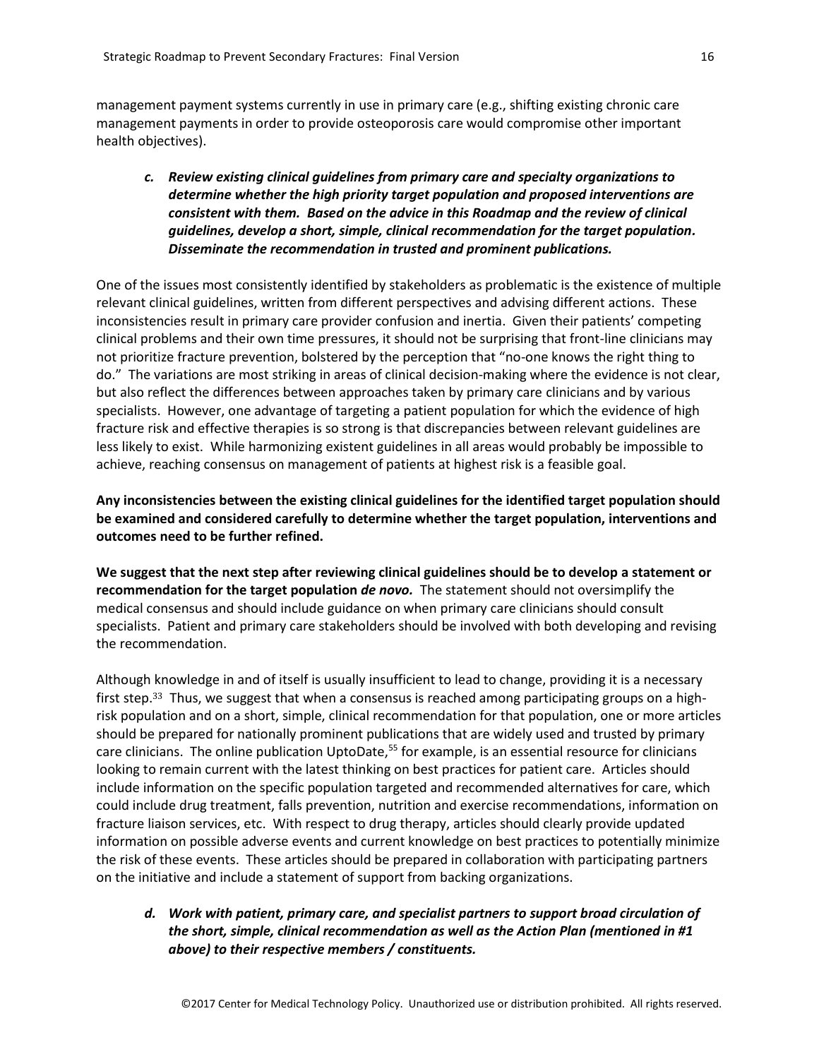management payment systems currently in use in primary care (e.g., shifting existing chronic care management payments in order to provide osteoporosis care would compromise other important health objectives).

*c.* ***Review existing clinical guidelines from primary care and specialty organizations to determine whether the high priority target population and proposed interventions are consistent with them. Based on the advice in this Roadmap and the review of clinical guidelines, develop a short, simple, clinical recommendation for the target population. Disseminate the recommendation in trusted and prominent publications.***

One of the issues most consistently identified by stakeholders as problematic is the existence of multiple relevant clinical guidelines, written from different perspectives and advising different actions. These inconsistencies result in primary care provider confusion and inertia. Given their patients' competing clinical problems and their own time pressures, it should not be surprising that front-line clinicians may not prioritize fracture prevention, bolstered by the perception that "no-one knows the right thing to do." The variations are most striking in areas of clinical decision-making where the evidence is not clear, but also reflect the differences between approaches taken by primary care clinicians and by various specialists. However, one advantage of targeting a patient population for which the evidence of high fracture risk and effective therapies is so strong is that discrepancies between relevant guidelines are less likely to exist. While harmonizing existent guidelines in all areas would probably be impossible to achieve, reaching consensus on management of patients at highest risk is a feasible goal.

**Any inconsistencies between the existing clinical guidelines for the identified target population should be examined and considered carefully to determine whether the target population, interventions and outcomes need to be further refined.**

**We suggest that the next step after reviewing clinical guidelines should be to develop a statement or recommendation for the target population *de novo*.** The statement should not oversimplify the medical consensus and should include guidance on when primary care clinicians should consult specialists. Patient and primary care stakeholders should be involved with both developing and revising the recommendation.

Although knowledge in and of itself is usually insufficient to lead to change, providing it is a necessary first step.[33] Thus, we suggest that when a consensus is reached among participating groups on a high-risk population and on a short, simple, clinical recommendation for that population, one or more articles should be prepared for nationally prominent publications that are widely used and trusted by primary care clinicians. The online publication UptoDate,[55] for example, is an essential resource for clinicians looking to remain current with the latest thinking on best practices for patient care. Articles should include information on the specific population targeted and recommended alternatives for care, which could include drug treatment, falls prevention, nutrition and exercise recommendations, information on fracture liaison services, etc. With respect to drug therapy, articles should clearly provide updated information on possible adverse events and current knowledge on best practices to potentially minimize the risk of these events. These articles should be prepared in collaboration with participating partners on the initiative and include a statement of support from backing organizations.

*d.* ***Work with patient, primary care, and specialist partners to support broad circulation of the short, simple, clinical recommendation as well as the Action Plan (mentioned in #1 above) to their respective members / constituents.***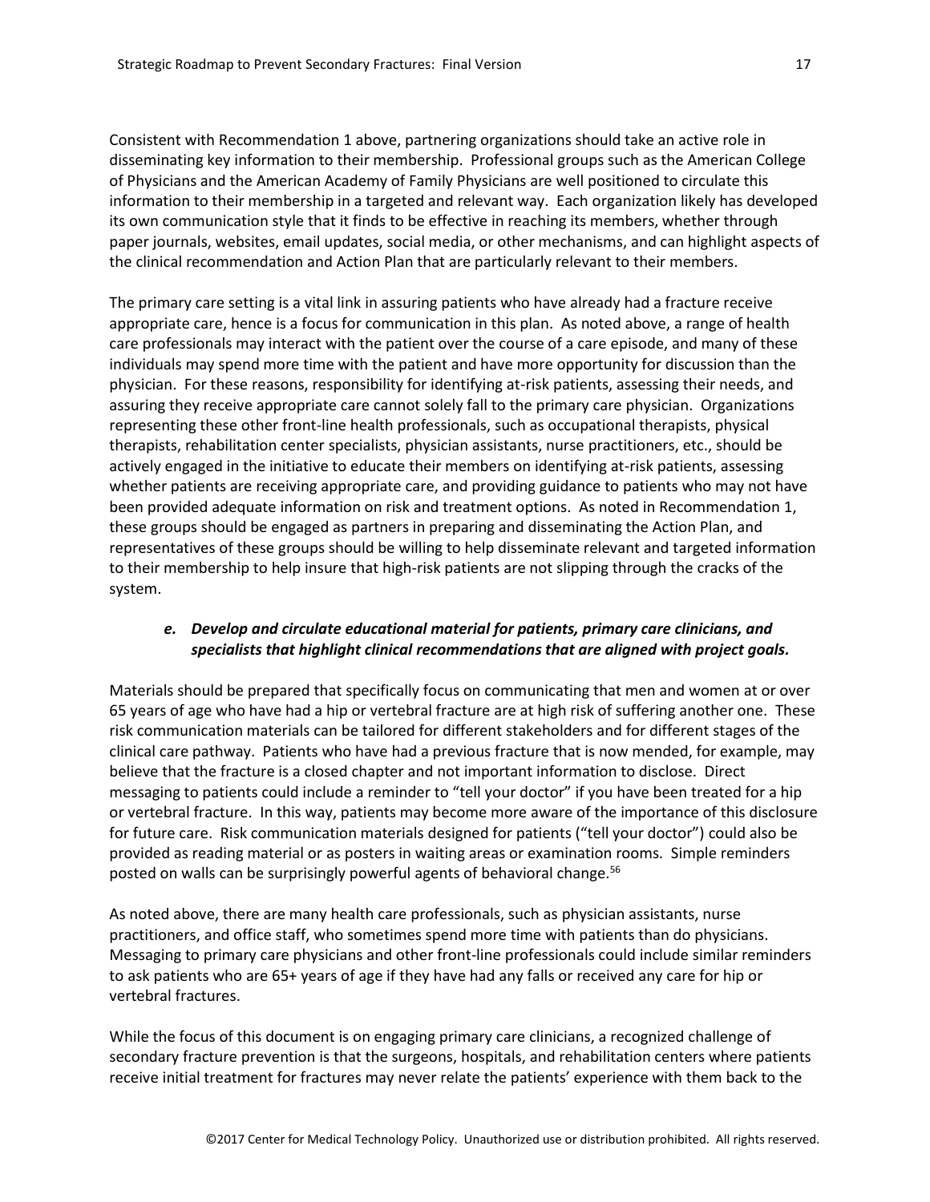Consistent with Recommendation 1 above, partnering organizations should take an active role in disseminating key information to their membership. Professional groups such as the American College of Physicians and the American Academy of Family Physicians are well positioned to circulate this information to their membership in a targeted and relevant way. Each organization likely has developed its own communication style that it finds to be effective in reaching its members, whether through paper journals, websites, email updates, social media, or other mechanisms, and can highlight aspects of the clinical recommendation and Action Plan that are particularly relevant to their members.

The primary care setting is a vital link in assuring patients who have already had a fracture receive appropriate care, hence is a focus for communication in this plan. As noted above, a range of health care professionals may interact with the patient over the course of a care episode, and many of these individuals may spend more time with the patient and have more opportunity for discussion than the physician. For these reasons, responsibility for identifying at-risk patients, assessing their needs, and assuring they receive appropriate care cannot solely fall to the primary care physician. Organizations representing these other front-line health professionals, such as occupational therapists, physical therapists, rehabilitation center specialists, physician assistants, nurse practitioners, etc., should be actively engaged in the initiative to educate their members on identifying at-risk patients, assessing whether patients are receiving appropriate care, and providing guidance to patients who may not have been provided adequate information on risk and treatment options. As noted in Recommendation 1, these groups should be engaged as partners in preparing and disseminating the Action Plan, and representatives of these groups should be willing to help disseminate relevant and targeted information to their membership to help insure that high-risk patients are not slipping through the cracks of the system.

***e. Develop and circulate educational material for patients, primary care clinicians, and specialists that highlight clinical recommendations that are aligned with project goals.***

Materials should be prepared that specifically focus on communicating that men and women at or over 65 years of age who have had a hip or vertebral fracture are at high risk of suffering another one. These risk communication materials can be tailored for different stakeholders and for different stages of the clinical care pathway. Patients who have had a previous fracture that is now mended, for example, may believe that the fracture is a closed chapter and not important information to disclose. Direct messaging to patients could include a reminder to "tell your doctor" if you have been treated for a hip or vertebral fracture. In this way, patients may become more aware of the importance of this disclosure for future care. Risk communication materials designed for patients ("tell your doctor") could also be provided as reading material or as posters in waiting areas or examination rooms. Simple reminders posted on walls can be surprisingly powerful agents of behavioral change.[56]

As noted above, there are many health care professionals, such as physician assistants, nurse practitioners, and office staff, who sometimes spend more time with patients than do physicians. Messaging to primary care physicians and other front-line professionals could include similar reminders to ask patients who are 65+ years of age if they have had any falls or received any care for hip or vertebral fractures.

While the focus of this document is on engaging primary care clinicians, a recognized challenge of secondary fracture prevention is that the surgeons, hospitals, and rehabilitation centers where patients receive initial treatment for fractures may never relate the patients' experience with them back to the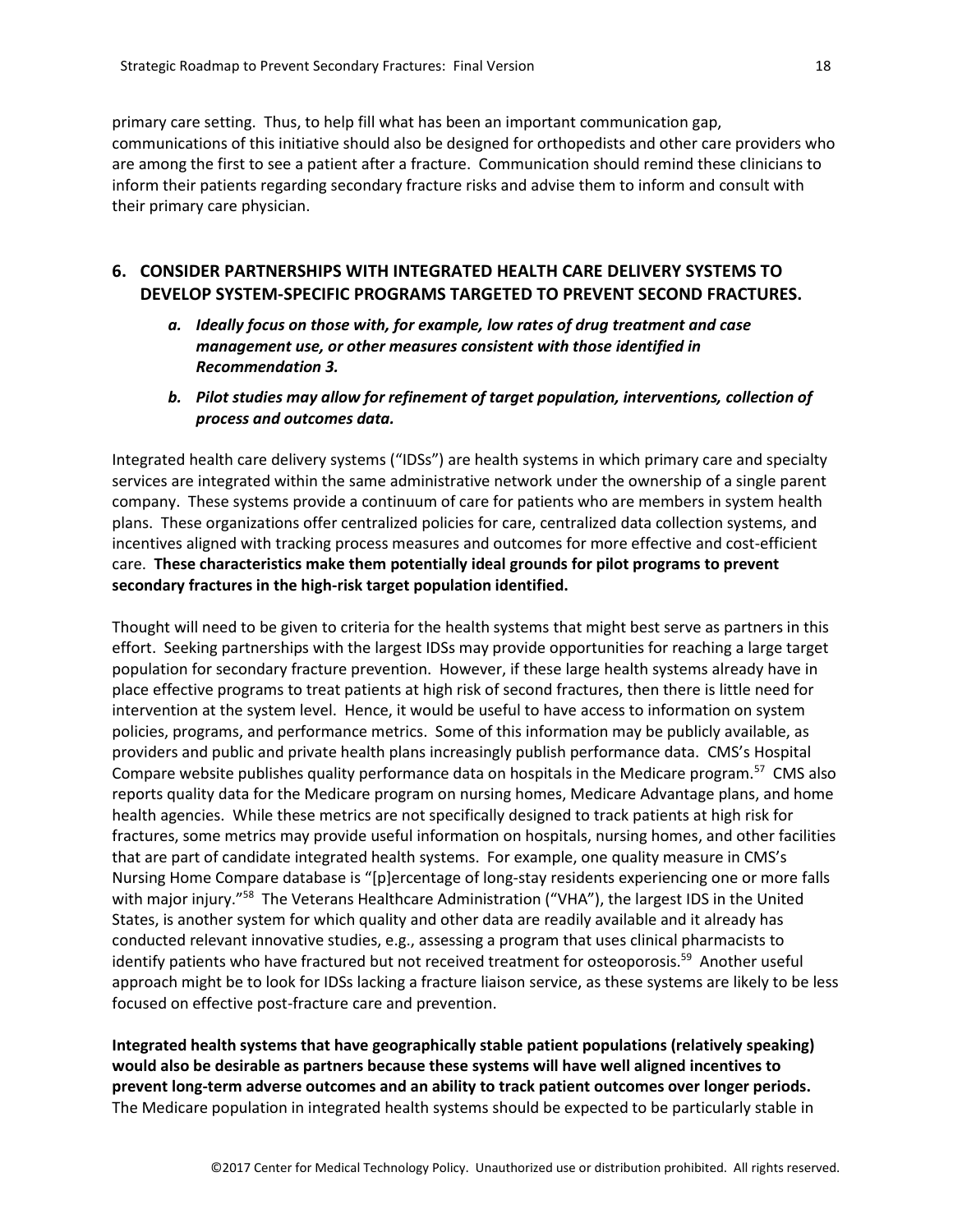primary care setting. Thus, to help fill what has been an important communication gap, communications of this initiative should also be designed for orthopedists and other care providers who are among the first to see a patient after a fracture. Communication should remind these clinicians to inform their patients regarding secondary fracture risks and advise them to inform and consult with their primary care physician.

## 6. CONSIDER PARTNERSHIPS WITH INTEGRATED HEALTH CARE DELIVERY SYSTEMS TO DEVELOP SYSTEM-SPECIFIC PROGRAMS TARGETED TO PREVENT SECOND FRACTURES.

*a.* ***Ideally focus on those with, for example, low rates of drug treatment and case management use, or other measures consistent with those identified in Recommendation 3.***

*b.* ***Pilot studies may allow for refinement of target population, interventions, collection of process and outcomes data.***

Integrated health care delivery systems ("IDSs") are health systems in which primary care and specialty services are integrated within the same administrative network under the ownership of a single parent company. These systems provide a continuum of care for patients who are members in system health plans. These organizations offer centralized policies for care, centralized data collection systems, and incentives aligned with tracking process measures and outcomes for more effective and cost-efficient care. **These characteristics make them potentially ideal grounds for pilot programs to prevent secondary fractures in the high-risk target population identified.**

Thought will need to be given to criteria for the health systems that might best serve as partners in this effort. Seeking partnerships with the largest IDSs may provide opportunities for reaching a large target population for secondary fracture prevention. However, if these large health systems already have in place effective programs to treat patients at high risk of second fractures, then there is little need for intervention at the system level. Hence, it would be useful to have access to information on system policies, programs, and performance metrics. Some of this information may be publicly available, as providers and public and private health plans increasingly publish performance data. CMS's Hospital Compare website publishes quality performance data on hospitals in the Medicare program.[57] CMS also reports quality data for the Medicare program on nursing homes, Medicare Advantage plans, and home health agencies. While these metrics are not specifically designed to track patients at high risk for fractures, some metrics may provide useful information on hospitals, nursing homes, and other facilities that are part of candidate integrated health systems. For example, one quality measure in CMS's Nursing Home Compare database is "[p]ercentage of long-stay residents experiencing one or more falls with major injury."[58] The Veterans Healthcare Administration ("VHA"), the largest IDS in the United States, is another system for which quality and other data are readily available and it already has conducted relevant innovative studies, e.g., assessing a program that uses clinical pharmacists to identify patients who have fractured but not received treatment for osteoporosis.[59] Another useful approach might be to look for IDSs lacking a fracture liaison service, as these systems are likely to be less focused on effective post-fracture care and prevention.

**Integrated health systems that have geographically stable patient populations (relatively speaking) would also be desirable as partners because these systems will have well aligned incentives to prevent long-term adverse outcomes and an ability to track patient outcomes over longer periods.** The Medicare population in integrated health systems should be expected to be particularly stable in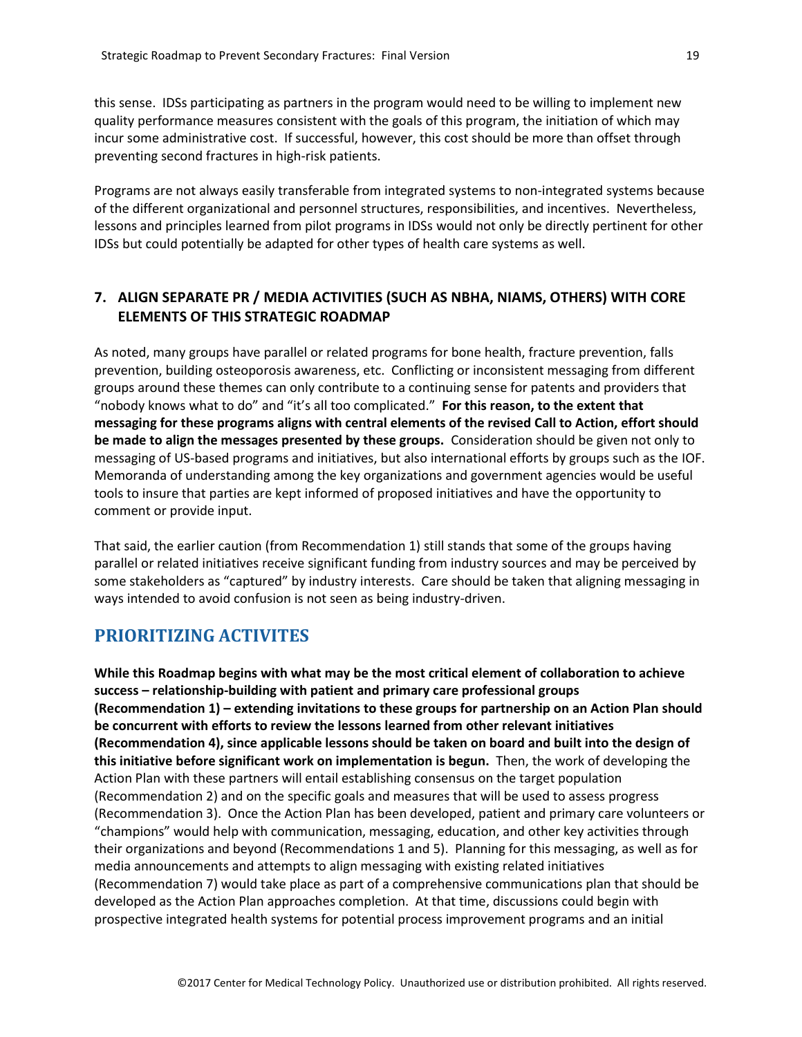this sense. IDSs participating as partners in the program would need to be willing to implement new quality performance measures consistent with the goals of this program, the initiation of which may incur some administrative cost. If successful, however, this cost should be more than offset through preventing second fractures in high-risk patients.

Programs are not always easily transferable from integrated systems to non-integrated systems because of the different organizational and personnel structures, responsibilities, and incentives. Nevertheless, lessons and principles learned from pilot programs in IDSs would not only be directly pertinent for other IDSs but could potentially be adapted for other types of health care systems as well.

### 7. ALIGN SEPARATE PR / MEDIA ACTIVITIES (SUCH AS NBHA, NIAMS, OTHERS) WITH CORE ELEMENTS OF THIS STRATEGIC ROADMAP

As noted, many groups have parallel or related programs for bone health, fracture prevention, falls prevention, building osteoporosis awareness, etc. Conflicting or inconsistent messaging from different groups around these themes can only contribute to a continuing sense for patents and providers that "nobody knows what to do" and "it's all too complicated." **For this reason, to the extent that messaging for these programs aligns with central elements of the revised Call to Action, effort should be made to align the messages presented by these groups.** Consideration should be given not only to messaging of US-based programs and initiatives, but also international efforts by groups such as the IOF. Memoranda of understanding among the key organizations and government agencies would be useful tools to insure that parties are kept informed of proposed initiatives and have the opportunity to comment or provide input.

That said, the earlier caution (from Recommendation 1) still stands that some of the groups having parallel or related initiatives receive significant funding from industry sources and may be perceived by some stakeholders as "captured" by industry interests. Care should be taken that aligning messaging in ways intended to avoid confusion is not seen as being industry-driven.

## PRIORITIZING ACTIVITES

**While this Roadmap begins with what may be the most critical element of collaboration to achieve success – relationship-building with patient and primary care professional groups (Recommendation 1) – extending invitations to these groups for partnership on an Action Plan should be concurrent with efforts to review the lessons learned from other relevant initiatives (Recommendation 4), since applicable lessons should be taken on board and built into the design of this initiative before significant work on implementation is begun.** Then, the work of developing the Action Plan with these partners will entail establishing consensus on the target population (Recommendation 2) and on the specific goals and measures that will be used to assess progress (Recommendation 3). Once the Action Plan has been developed, patient and primary care volunteers or "champions" would help with communication, messaging, education, and other key activities through their organizations and beyond (Recommendations 1 and 5). Planning for this messaging, as well as for media announcements and attempts to align messaging with existing related initiatives (Recommendation 7) would take place as part of a comprehensive communications plan that should be developed as the Action Plan approaches completion. At that time, discussions could begin with prospective integrated health systems for potential process improvement programs and an initial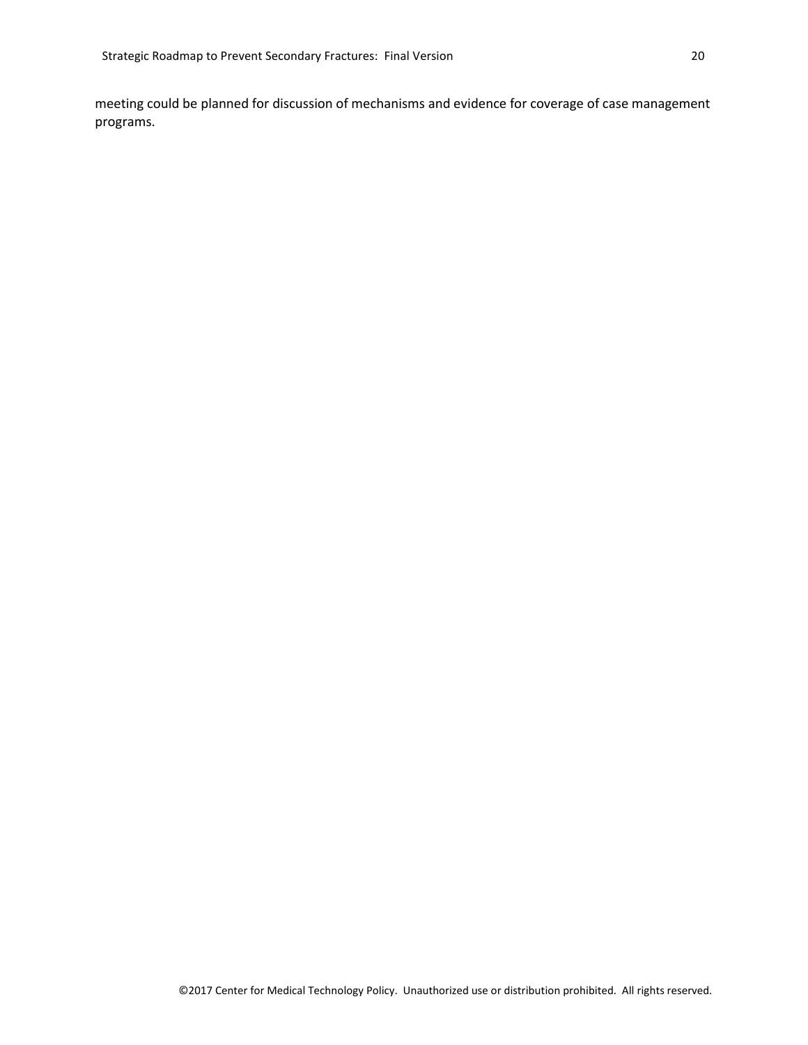meeting could be planned for discussion of mechanisms and evidence for coverage of case management programs.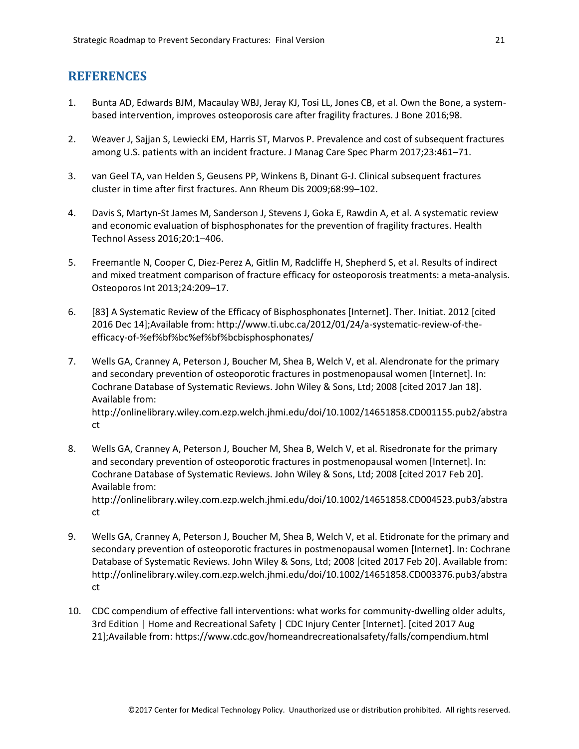## REFERENCES

1. Bunta AD, Edwards BJM, Macaulay WBJ, Jeray KJ, Tosi LL, Jones CB, et al. Own the Bone, a system-based intervention, improves osteoporosis care after fragility fractures. J Bone 2016;98.

2. Weaver J, Sajjan S, Lewiecki EM, Harris ST, Marvos P. Prevalence and cost of subsequent fractures among U.S. patients with an incident fracture. J Manag Care Spec Pharm 2017;23:461–71.

3. van Geel TA, van Helden S, Geusens PP, Winkens B, Dinant G-J. Clinical subsequent fractures cluster in time after first fractures. Ann Rheum Dis 2009;68:99–102.

4. Davis S, Martyn-St James M, Sanderson J, Stevens J, Goka E, Rawdin A, et al. A systematic review and economic evaluation of bisphosphonates for the prevention of fragility fractures. Health Technol Assess 2016;20:1–406.

5. Freemantle N, Cooper C, Diez-Perez A, Gitlin M, Radcliffe H, Shepherd S, et al. Results of indirect and mixed treatment comparison of fracture efficacy for osteoporosis treatments: a meta-analysis. Osteoporos Int 2013;24:209–17.

6. [83] A Systematic Review of the Efficacy of Bisphosphonates [Internet]. Ther. Initiat. 2012 [cited 2016 Dec 14];Available from: http://www.ti.ubc.ca/2012/01/24/a-systematic-review-of-the-efficacy-of-%ef%bf%bc%ef%bf%bcbisphosphonates/

7. Wells GA, Cranney A, Peterson J, Boucher M, Shea B, Welch V, et al. Alendronate for the primary and secondary prevention of osteoporotic fractures in postmenopausal women [Internet]. In: Cochrane Database of Systematic Reviews. John Wiley & Sons, Ltd; 2008 [cited 2017 Jan 18]. Available from: http://onlinelibrary.wiley.com.ezp.welch.jhmi.edu/doi/10.1002/14651858.CD001155.pub2/abstract

8. Wells GA, Cranney A, Peterson J, Boucher M, Shea B, Welch V, et al. Risedronate for the primary and secondary prevention of osteoporotic fractures in postmenopausal women [Internet]. In: Cochrane Database of Systematic Reviews. John Wiley & Sons, Ltd; 2008 [cited 2017 Feb 20]. Available from: http://onlinelibrary.wiley.com.ezp.welch.jhmi.edu/doi/10.1002/14651858.CD004523.pub3/abstract

9. Wells GA, Cranney A, Peterson J, Boucher M, Shea B, Welch V, et al. Etidronate for the primary and secondary prevention of osteoporotic fractures in postmenopausal women [Internet]. In: Cochrane Database of Systematic Reviews. John Wiley & Sons, Ltd; 2008 [cited 2017 Feb 20]. Available from: http://onlinelibrary.wiley.com.ezp.welch.jhmi.edu/doi/10.1002/14651858.CD003376.pub3/abstract

10. CDC compendium of effective fall interventions: what works for community-dwelling older adults, 3rd Edition | Home and Recreational Safety | CDC Injury Center [Internet]. [cited 2017 Aug 21];Available from: https://www.cdc.gov/homeandrecreationalsafety/falls/compendium.html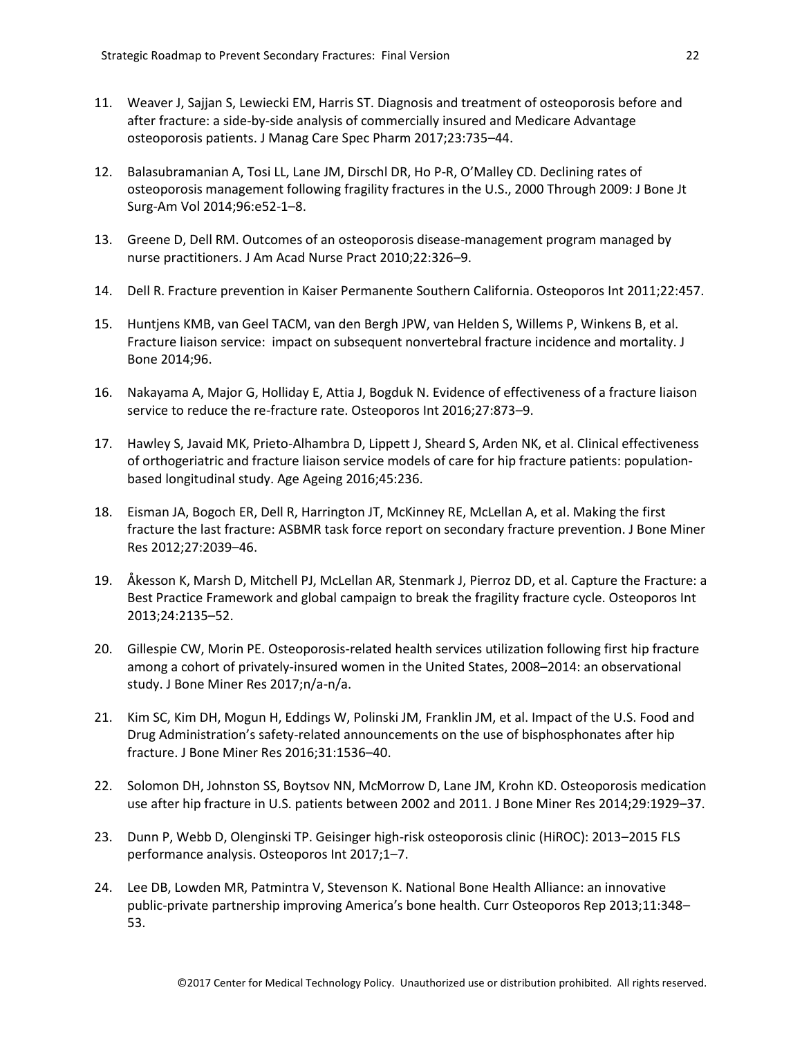11. Weaver J, Sajjan S, Lewiecki EM, Harris ST. Diagnosis and treatment of osteoporosis before and after fracture: a side-by-side analysis of commercially insured and Medicare Advantage osteoporosis patients. J Manag Care Spec Pharm 2017;23:735–44.

12. Balasubramanian A, Tosi LL, Lane JM, Dirschl DR, Ho P-R, O'Malley CD. Declining rates of osteoporosis management following fragility fractures in the U.S., 2000 Through 2009: J Bone Jt Surg-Am Vol 2014;96:e52-1–8.

13. Greene D, Dell RM. Outcomes of an osteoporosis disease-management program managed by nurse practitioners. J Am Acad Nurse Pract 2010;22:326–9.

14. Dell R. Fracture prevention in Kaiser Permanente Southern California. Osteoporos Int 2011;22:457.

15. Huntjens KMB, van Geel TACM, van den Bergh JPW, van Helden S, Willems P, Winkens B, et al. Fracture liaison service: impact on subsequent nonvertebral fracture incidence and mortality. J Bone 2014;96.

16. Nakayama A, Major G, Holliday E, Attia J, Bogduk N. Evidence of effectiveness of a fracture liaison service to reduce the re-fracture rate. Osteoporos Int 2016;27:873–9.

17. Hawley S, Javaid MK, Prieto-Alhambra D, Lippett J, Sheard S, Arden NK, et al. Clinical effectiveness of orthogeriatric and fracture liaison service models of care for hip fracture patients: population-based longitudinal study. Age Ageing 2016;45:236.

18. Eisman JA, Bogoch ER, Dell R, Harrington JT, McKinney RE, McLellan A, et al. Making the first fracture the last fracture: ASBMR task force report on secondary fracture prevention. J Bone Miner Res 2012;27:2039–46.

19. Åkesson K, Marsh D, Mitchell PJ, McLellan AR, Stenmark J, Pierroz DD, et al. Capture the Fracture: a Best Practice Framework and global campaign to break the fragility fracture cycle. Osteoporos Int 2013;24:2135–52.

20. Gillespie CW, Morin PE. Osteoporosis-related health services utilization following first hip fracture among a cohort of privately-insured women in the United States, 2008–2014: an observational study. J Bone Miner Res 2017;n/a-n/a.

21. Kim SC, Kim DH, Mogun H, Eddings W, Polinski JM, Franklin JM, et al. Impact of the U.S. Food and Drug Administration's safety-related announcements on the use of bisphosphonates after hip fracture. J Bone Miner Res 2016;31:1536–40.

22. Solomon DH, Johnston SS, Boytsov NN, McMorrow D, Lane JM, Krohn KD. Osteoporosis medication use after hip fracture in U.S. patients between 2002 and 2011. J Bone Miner Res 2014;29:1929–37.

23. Dunn P, Webb D, Olenginski TP. Geisinger high-risk osteoporosis clinic (HiROC): 2013–2015 FLS performance analysis. Osteoporos Int 2017;1–7.

24. Lee DB, Lowden MR, Patmintra V, Stevenson K. National Bone Health Alliance: an innovative public-private partnership improving America's bone health. Curr Osteoporos Rep 2013;11:348–53.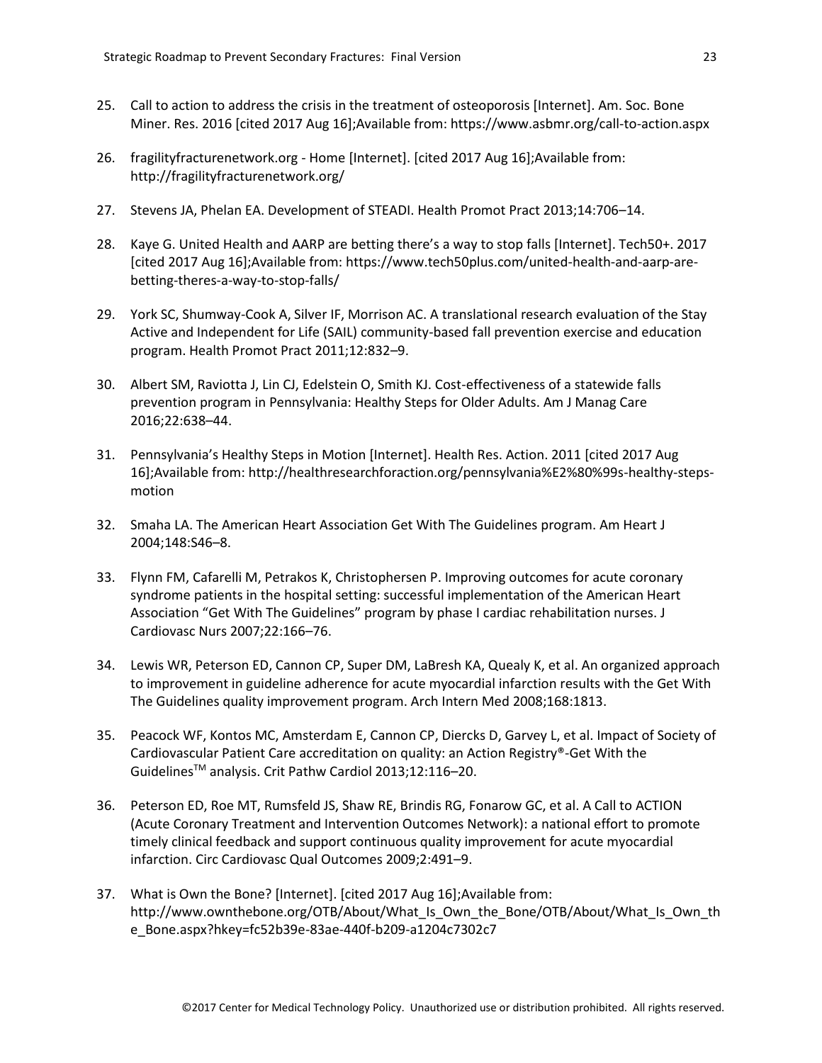25. Call to action to address the crisis in the treatment of osteoporosis [Internet]. Am. Soc. Bone Miner. Res. 2016 [cited 2017 Aug 16];Available from: https://www.asbmr.org/call-to-action.aspx

26. fragilityfracturenetwork.org - Home [Internet]. [cited 2017 Aug 16];Available from: http://fragilityfracturenetwork.org/

27. Stevens JA, Phelan EA. Development of STEADI. Health Promot Pract 2013;14:706–14.

28. Kaye G. United Health and AARP are betting there's a way to stop falls [Internet]. Tech50+. 2017 [cited 2017 Aug 16];Available from: https://www.tech50plus.com/united-health-and-aarp-are-betting-theres-a-way-to-stop-falls/

29. York SC, Shumway-Cook A, Silver IF, Morrison AC. A translational research evaluation of the Stay Active and Independent for Life (SAIL) community-based fall prevention exercise and education program. Health Promot Pract 2011;12:832–9.

30. Albert SM, Raviotta J, Lin CJ, Edelstein O, Smith KJ. Cost-effectiveness of a statewide falls prevention program in Pennsylvania: Healthy Steps for Older Adults. Am J Manag Care 2016;22:638–44.

31. Pennsylvania's Healthy Steps in Motion [Internet]. Health Res. Action. 2011 [cited 2017 Aug 16];Available from: http://healthresearchforaction.org/pennsylvania%E2%80%99s-healthy-steps-motion

32. Smaha LA. The American Heart Association Get With The Guidelines program. Am Heart J 2004;148:S46–8.

33. Flynn FM, Cafarelli M, Petrakos K, Christophersen P. Improving outcomes for acute coronary syndrome patients in the hospital setting: successful implementation of the American Heart Association "Get With The Guidelines" program by phase I cardiac rehabilitation nurses. J Cardiovasc Nurs 2007;22:166–76.

34. Lewis WR, Peterson ED, Cannon CP, Super DM, LaBresh KA, Quealy K, et al. An organized approach to improvement in guideline adherence for acute myocardial infarction results with the Get With The Guidelines quality improvement program. Arch Intern Med 2008;168:1813.

35. Peacock WF, Kontos MC, Amsterdam E, Cannon CP, Diercks D, Garvey L, et al. Impact of Society of Cardiovascular Patient Care accreditation on quality: an Action Registry®-Get With the Guidelines™ analysis. Crit Pathw Cardiol 2013;12:116–20.

36. Peterson ED, Roe MT, Rumsfeld JS, Shaw RE, Brindis RG, Fonarow GC, et al. A Call to ACTION (Acute Coronary Treatment and Intervention Outcomes Network): a national effort to promote timely clinical feedback and support continuous quality improvement for acute myocardial infarction. Circ Cardiovasc Qual Outcomes 2009;2:491–9.

37. What is Own the Bone? [Internet]. [cited 2017 Aug 16];Available from: http://www.ownthebone.org/OTB/About/What_Is_Own_the_Bone/OTB/About/What_Is_Own_the_Bone.aspx?hkey=fc52b39e-83ae-440f-b209-a1204c7302c7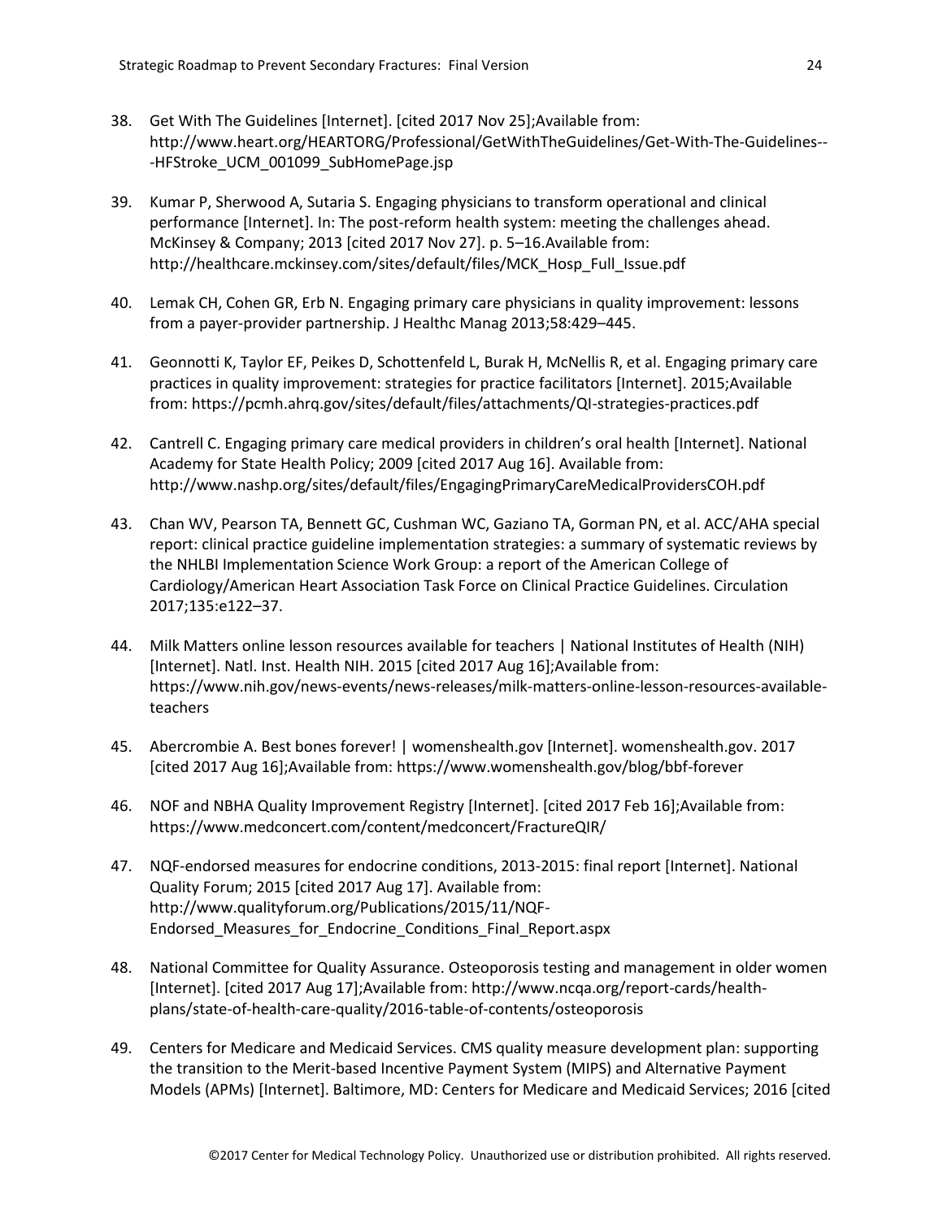38. Get With The Guidelines [Internet]. [cited 2017 Nov 25];Available from: http://www.heart.org/HEARTORG/Professional/GetWithTheGuidelines/Get-With-The-Guidelines---HFStroke_UCM_001099_SubHomePage.jsp

39. Kumar P, Sherwood A, Sutaria S. Engaging physicians to transform operational and clinical performance [Internet]. In: The post-reform health system: meeting the challenges ahead. McKinsey & Company; 2013 [cited 2017 Nov 27]. p. 5–16.Available from: http://healthcare.mckinsey.com/sites/default/files/MCK_Hosp_Full_Issue.pdf

40. Lemak CH, Cohen GR, Erb N. Engaging primary care physicians in quality improvement: lessons from a payer-provider partnership. J Healthc Manag 2013;58:429–445.

41. Geonnotti K, Taylor EF, Peikes D, Schottenfeld L, Burak H, McNellis R, et al. Engaging primary care practices in quality improvement: strategies for practice facilitators [Internet]. 2015;Available from: https://pcmh.ahrq.gov/sites/default/files/attachments/QI-strategies-practices.pdf

42. Cantrell C. Engaging primary care medical providers in children's oral health [Internet]. National Academy for State Health Policy; 2009 [cited 2017 Aug 16]. Available from: http://www.nashp.org/sites/default/files/EngagingPrimaryCareMedicalProvidersCOH.pdf

43. Chan WV, Pearson TA, Bennett GC, Cushman WC, Gaziano TA, Gorman PN, et al. ACC/AHA special report: clinical practice guideline implementation strategies: a summary of systematic reviews by the NHLBI Implementation Science Work Group: a report of the American College of Cardiology/American Heart Association Task Force on Clinical Practice Guidelines. Circulation 2017;135:e122–37.

44. Milk Matters online lesson resources available for teachers | National Institutes of Health (NIH) [Internet]. Natl. Inst. Health NIH. 2015 [cited 2017 Aug 16];Available from: https://www.nih.gov/news-events/news-releases/milk-matters-online-lesson-resources-available-teachers

45. Abercrombie A. Best bones forever! | womenshealth.gov [Internet]. womenshealth.gov. 2017 [cited 2017 Aug 16];Available from: https://www.womenshealth.gov/blog/bbf-forever

46. NOF and NBHA Quality Improvement Registry [Internet]. [cited 2017 Feb 16];Available from: https://www.medconcert.com/content/medconcert/FractureQIR/

47. NQF-endorsed measures for endocrine conditions, 2013-2015: final report [Internet]. National Quality Forum; 2015 [cited 2017 Aug 17]. Available from: http://www.qualityforum.org/Publications/2015/11/NQF-Endorsed_Measures_for_Endocrine_Conditions_Final_Report.aspx

48. National Committee for Quality Assurance. Osteoporosis testing and management in older women [Internet]. [cited 2017 Aug 17];Available from: http://www.ncqa.org/report-cards/health-plans/state-of-health-care-quality/2016-table-of-contents/osteoporosis

49. Centers for Medicare and Medicaid Services. CMS quality measure development plan: supporting the transition to the Merit-based Incentive Payment System (MIPS) and Alternative Payment Models (APMs) [Internet]. Baltimore, MD: Centers for Medicare and Medicaid Services; 2016 [cited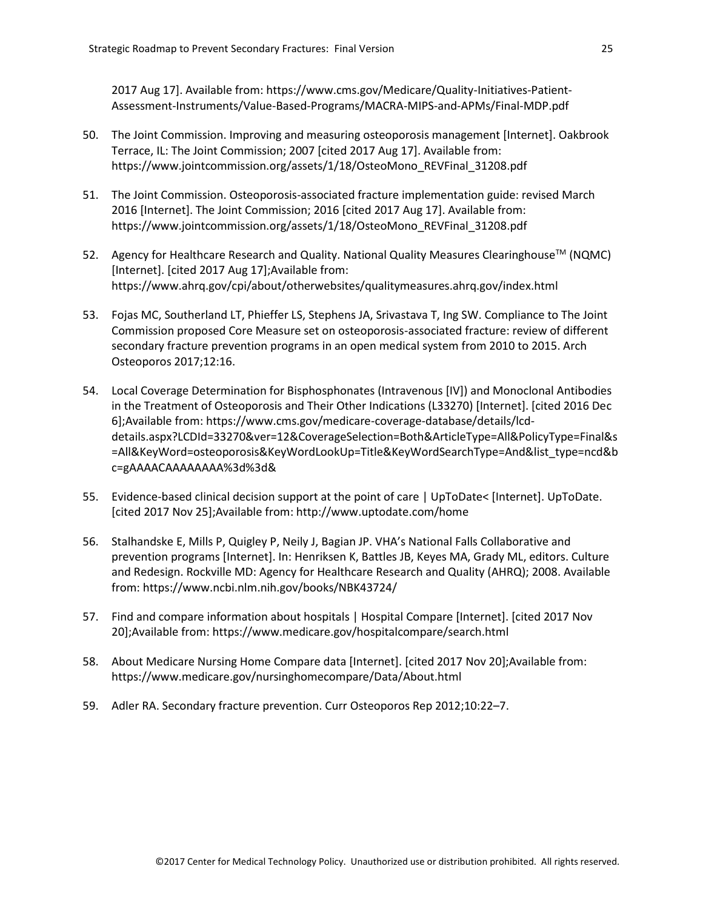2017 Aug 17]. Available from: https://www.cms.gov/Medicare/Quality-Initiatives-Patient-Assessment-Instruments/Value-Based-Programs/MACRA-MIPS-and-APMs/Final-MDP.pdf

50. The Joint Commission. Improving and measuring osteoporosis management [Internet]. Oakbrook Terrace, IL: The Joint Commission; 2007 [cited 2017 Aug 17]. Available from: https://www.jointcommission.org/assets/1/18/OsteoMono_REVFinal_31208.pdf

51. The Joint Commission. Osteoporosis-associated fracture implementation guide: revised March 2016 [Internet]. The Joint Commission; 2016 [cited 2017 Aug 17]. Available from: https://www.jointcommission.org/assets/1/18/OsteoMono_REVFinal_31208.pdf

52. Agency for Healthcare Research and Quality. National Quality Measures Clearinghouse™ (NQMC) [Internet]. [cited 2017 Aug 17];Available from: https://www.ahrq.gov/cpi/about/otherwebsites/qualitymeasures.ahrq.gov/index.html

53. Fojas MC, Southerland LT, Phieffer LS, Stephens JA, Srivastava T, Ing SW. Compliance to The Joint Commission proposed Core Measure set on osteoporosis-associated fracture: review of different secondary fracture prevention programs in an open medical system from 2010 to 2015. Arch Osteoporos 2017;12:16.

54. Local Coverage Determination for Bisphosphonates (Intravenous [IV]) and Monoclonal Antibodies in the Treatment of Osteoporosis and Their Other Indications (L33270) [Internet]. [cited 2016 Dec 6];Available from: https://www.cms.gov/medicare-coverage-database/details/lcd-details.aspx?LCDId=33270&ver=12&CoverageSelection=Both&ArticleType=All&PolicyType=Final&s=All&KeyWord=osteoporosis&KeyWordLookUp=Title&KeyWordSearchType=And&list_type=ncd&bc=gAAAACAAAAAAAA%3d%3d&

55. Evidence-based clinical decision support at the point of care | UpToDate< [Internet]. UpToDate. [cited 2017 Nov 25];Available from: http://www.uptodate.com/home

56. Stalhandske E, Mills P, Quigley P, Neily J, Bagian JP. VHA's National Falls Collaborative and prevention programs [Internet]. In: Henriksen K, Battles JB, Keyes MA, Grady ML, editors. Culture and Redesign. Rockville MD: Agency for Healthcare Research and Quality (AHRQ); 2008. Available from: https://www.ncbi.nlm.nih.gov/books/NBK43724/

57. Find and compare information about hospitals | Hospital Compare [Internet]. [cited 2017 Nov 20];Available from: https://www.medicare.gov/hospitalcompare/search.html

58. About Medicare Nursing Home Compare data [Internet]. [cited 2017 Nov 20];Available from: https://www.medicare.gov/nursinghomecompare/Data/About.html

59. Adler RA. Secondary fracture prevention. Curr Osteoporos Rep 2012;10:22–7.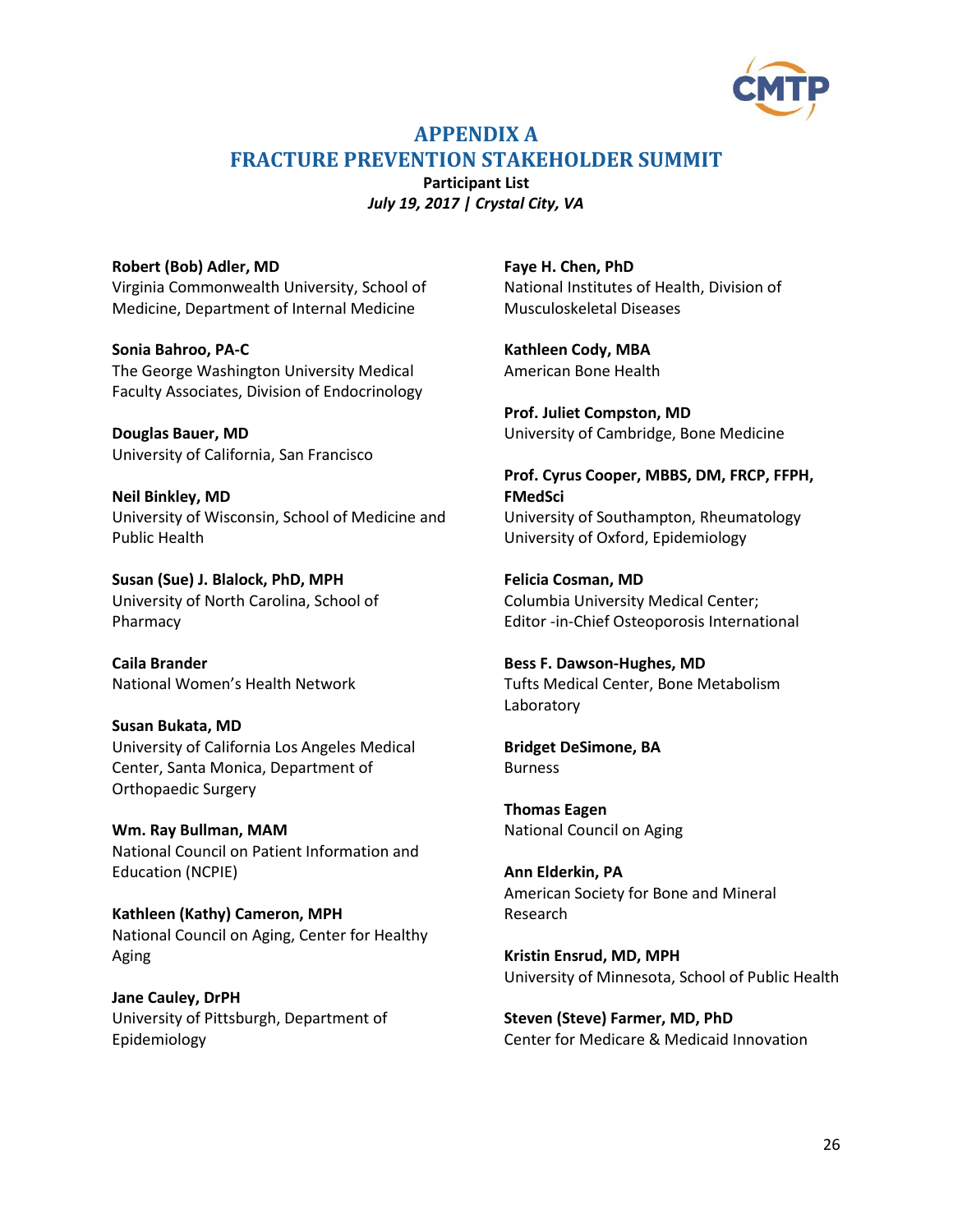# APPENDIX A
# FRACTURE PREVENTION STAKEHOLDER SUMMIT

**Participant List**

***July 19, 2017 | Crystal City, VA***

**Robert (Bob) Adler, MD**
Virginia Commonwealth University, School of Medicine, Department of Internal Medicine

**Sonia Bahroo, PA-C**
The George Washington University Medical Faculty Associates, Division of Endocrinology

**Douglas Bauer, MD**
University of California, San Francisco

**Neil Binkley, MD**
University of Wisconsin, School of Medicine and Public Health

**Susan (Sue) J. Blalock, PhD, MPH**
University of North Carolina, School of Pharmacy

**Caila Brander**
National Women's Health Network

**Susan Bukata, MD**
University of California Los Angeles Medical Center, Santa Monica, Department of Orthopaedic Surgery

**Wm. Ray Bullman, MAM**
National Council on Patient Information and Education (NCPIE)

**Kathleen (Kathy) Cameron, MPH**
National Council on Aging, Center for Healthy Aging

**Jane Cauley, DrPH**
University of Pittsburgh, Department of Epidemiology

**Faye H. Chen, PhD**
National Institutes of Health, Division of Musculoskeletal Diseases

**Kathleen Cody, MBA**
American Bone Health

**Prof. Juliet Compston, MD**
University of Cambridge, Bone Medicine

**Prof. Cyrus Cooper, MBBS, DM, FRCP, FFPH, FMedSci**
University of Southampton, Rheumatology
University of Oxford, Epidemiology

**Felicia Cosman, MD**
Columbia University Medical Center;
Editor -in-Chief Osteoporosis International

**Bess F. Dawson-Hughes, MD**
Tufts Medical Center, Bone Metabolism Laboratory

**Bridget DeSimone, BA**
Burness

**Thomas Eagen**
National Council on Aging

**Ann Elderkin, PA**
American Society for Bone and Mineral Research

**Kristin Ensrud, MD, MPH**
University of Minnesota, School of Public Health

**Steven (Steve) Farmer, MD, PhD**
Center for Medicare & Medicaid Innovation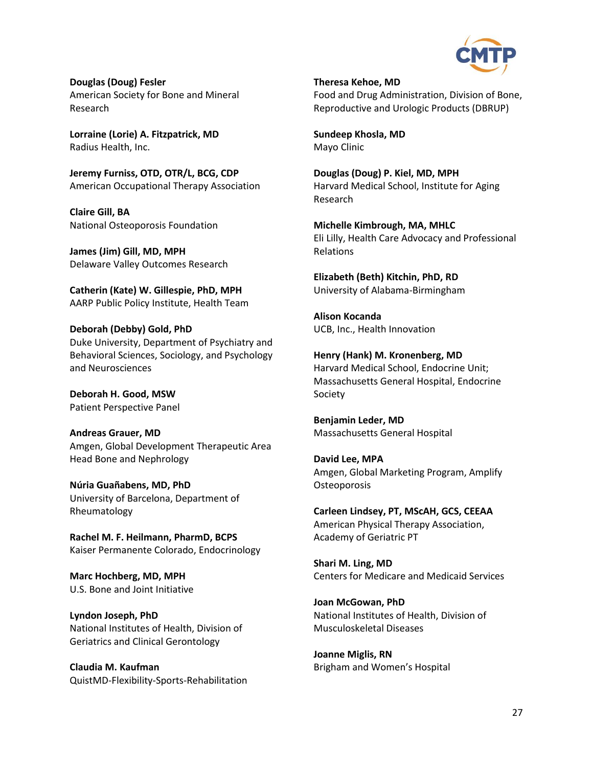**Douglas (Doug) Fesler**
American Society for Bone and Mineral Research

**Lorraine (Lorie) A. Fitzpatrick, MD**
Radius Health, Inc.

**Jeremy Furniss, OTD, OTR/L, BCG, CDP**
American Occupational Therapy Association

**Claire Gill, BA**
National Osteoporosis Foundation

**James (Jim) Gill, MD, MPH**
Delaware Valley Outcomes Research

**Catherin (Kate) W. Gillespie, PhD, MPH**
AARP Public Policy Institute, Health Team

**Deborah (Debby) Gold, PhD**
Duke University, Department of Psychiatry and Behavioral Sciences, Sociology, and Psychology and Neurosciences

**Deborah H. Good, MSW**
Patient Perspective Panel

**Andreas Grauer, MD**
Amgen, Global Development Therapeutic Area Head Bone and Nephrology

**Núria Guañabens, MD, PhD**
University of Barcelona, Department of Rheumatology

**Rachel M. F. Heilmann, PharmD, BCPS**
Kaiser Permanente Colorado, Endocrinology

**Marc Hochberg, MD, MPH**
U.S. Bone and Joint Initiative

**Lyndon Joseph, PhD**
National Institutes of Health, Division of Geriatrics and Clinical Gerontology

**Claudia M. Kaufman**
QuistMD-Flexibility-Sports-Rehabilitation

**Theresa Kehoe, MD**
Food and Drug Administration, Division of Bone, Reproductive and Urologic Products (DBRUP)

**Sundeep Khosla, MD**
Mayo Clinic

**Douglas (Doug) P. Kiel, MD, MPH**
Harvard Medical School, Institute for Aging Research

**Michelle Kimbrough, MA, MHLC**
Eli Lilly, Health Care Advocacy and Professional Relations

**Elizabeth (Beth) Kitchin, PhD, RD**
University of Alabama-Birmingham

**Alison Kocanda**
UCB, Inc., Health Innovation

**Henry (Hank) M. Kronenberg, MD**
Harvard Medical School, Endocrine Unit; Massachusetts General Hospital, Endocrine Society

**Benjamin Leder, MD**
Massachusetts General Hospital

**David Lee, MPA**
Amgen, Global Marketing Program, Amplify Osteoporosis

**Carleen Lindsey, PT, MScAH, GCS, CEEAA**
American Physical Therapy Association, Academy of Geriatric PT

**Shari M. Ling, MD**
Centers for Medicare and Medicaid Services

**Joan McGowan, PhD**
National Institutes of Health, Division of Musculoskeletal Diseases

**Joanne Miglis, RN**
Brigham and Women's Hospital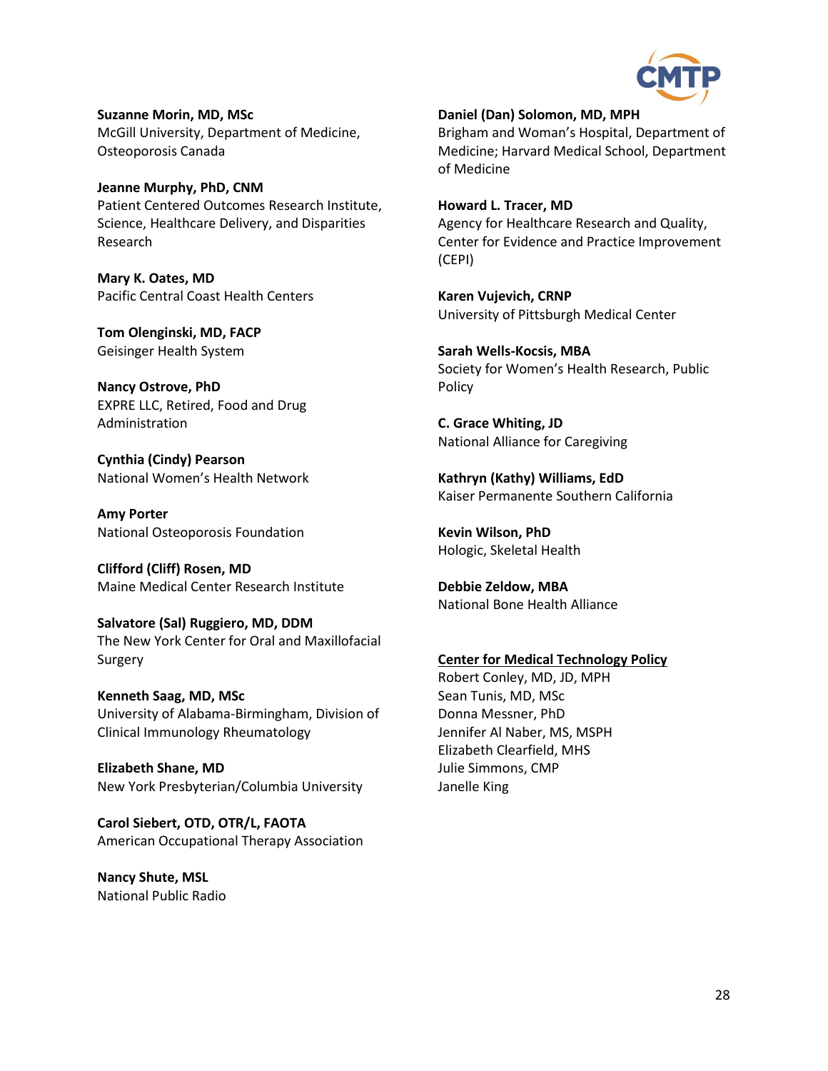**Suzanne Morin, MD, MSc**
McGill University, Department of Medicine, Osteoporosis Canada

**Jeanne Murphy, PhD, CNM**
Patient Centered Outcomes Research Institute, Science, Healthcare Delivery, and Disparities Research

**Mary K. Oates, MD**
Pacific Central Coast Health Centers

**Tom Olenginski, MD, FACP**
Geisinger Health System

**Nancy Ostrove, PhD**
EXPRE LLC, Retired, Food and Drug Administration

**Cynthia (Cindy) Pearson**
National Women's Health Network

**Amy Porter**
National Osteoporosis Foundation

**Clifford (Cliff) Rosen, MD**
Maine Medical Center Research Institute

**Salvatore (Sal) Ruggiero, MD, DDM**
The New York Center for Oral and Maxillofacial Surgery

**Kenneth Saag, MD, MSc**
University of Alabama-Birmingham, Division of Clinical Immunology Rheumatology

**Elizabeth Shane, MD**
New York Presbyterian/Columbia University

**Carol Siebert, OTD, OTR/L, FAOTA**
American Occupational Therapy Association

**Nancy Shute, MSL**
National Public Radio

**Daniel (Dan) Solomon, MD, MPH**
Brigham and Woman's Hospital, Department of Medicine; Harvard Medical School, Department of Medicine

**Howard L. Tracer, MD**
Agency for Healthcare Research and Quality, Center for Evidence and Practice Improvement (CEPI)

**Karen Vujevich, CRNP**
University of Pittsburgh Medical Center

**Sarah Wells-Kocsis, MBA**
Society for Women's Health Research, Public Policy

**C. Grace Whiting, JD**
National Alliance for Caregiving

**Kathryn (Kathy) Williams, EdD**
Kaiser Permanente Southern California

**Kevin Wilson, PhD**
Hologic, Skeletal Health

**Debbie Zeldow, MBA**
National Bone Health Alliance

**Center for Medical Technology Policy**

Robert Conley, MD, JD, MPH
Sean Tunis, MD, MSc
Donna Messner, PhD
Jennifer Al Naber, MS, MSPH
Elizabeth Clearfield, MHS
Julie Simmons, CMP
Janelle King